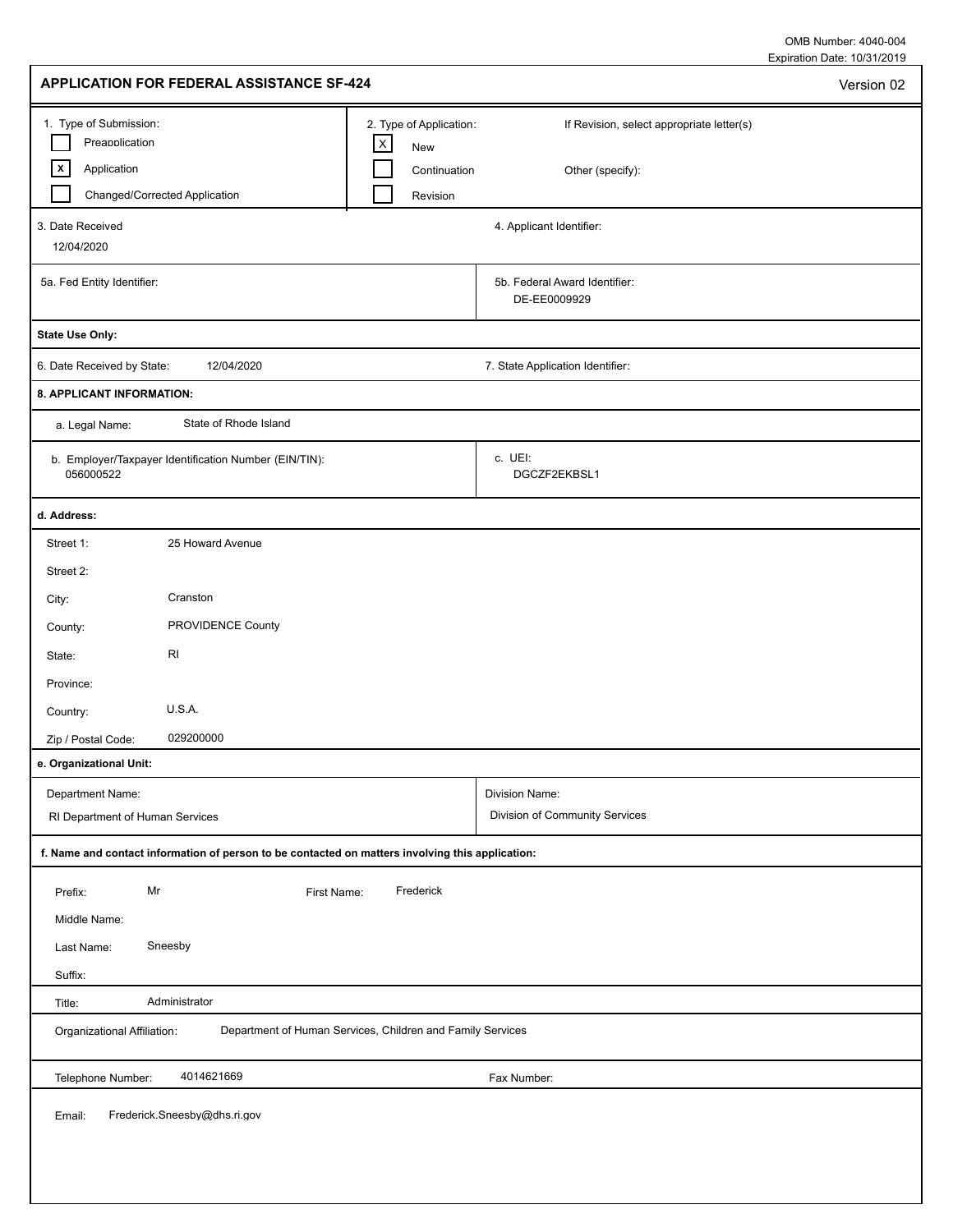OMB Number: 4040-004
Expiration Date: 10/31/2019

# APPLICATION FOR FEDERAL ASSISTANCE SF-424

Version 02

**1. Type of Submission:**

- [ ] Preapplication
- [x] Application
- [ ] Changed/Corrected Application

**2. Type of Application:**

- [x] New
- [ ] Continuation
- [ ] Revision

If Revision, select appropriate letter(s)

Other (specify):

| | |
|---|---|
| 3. Date Received: 12/04/2020 | 4. Applicant Identifier: |
| 5a. Fed Entity Identifier: | 5b. Federal Award Identifier: DE-EE0009929 |

**State Use Only:**

| | |
|---|---|
| 6. Date Received by State: 12/04/2020 | 7. State Application Identifier: |

**8. APPLICANT INFORMATION:**

a. Legal Name: State of Rhode Island

| | |
|---|---|
| b. Employer/Taxpayer Identification Number (EIN/TIN): 056000522 | c. UEI: DGCZF2EKBSL1 |

**d. Address:**

- Street 1: 25 Howard Avenue
- Street 2:
- City: Cranston
- County: PROVIDENCE County
- State: RI
- Province:
- Country: U.S.A.
- Zip / Postal Code: 029200000

**e. Organizational Unit:**

| | |
|---|---|
| Department Name: RI Department of Human Services | Division Name: Division of Community Services |

**f. Name and contact information of person to be contacted on matters involving this application:**

- Prefix: Mr
- First Name: Frederick
- Middle Name:
- Last Name: Sneesby
- Suffix:
- Title: Administrator
- Organizational Affiliation: Department of Human Services, Children and Family Services
- Telephone Number: 4014621669
- Fax Number:
- Email: Frederick.Sneesby@dhs.ri.gov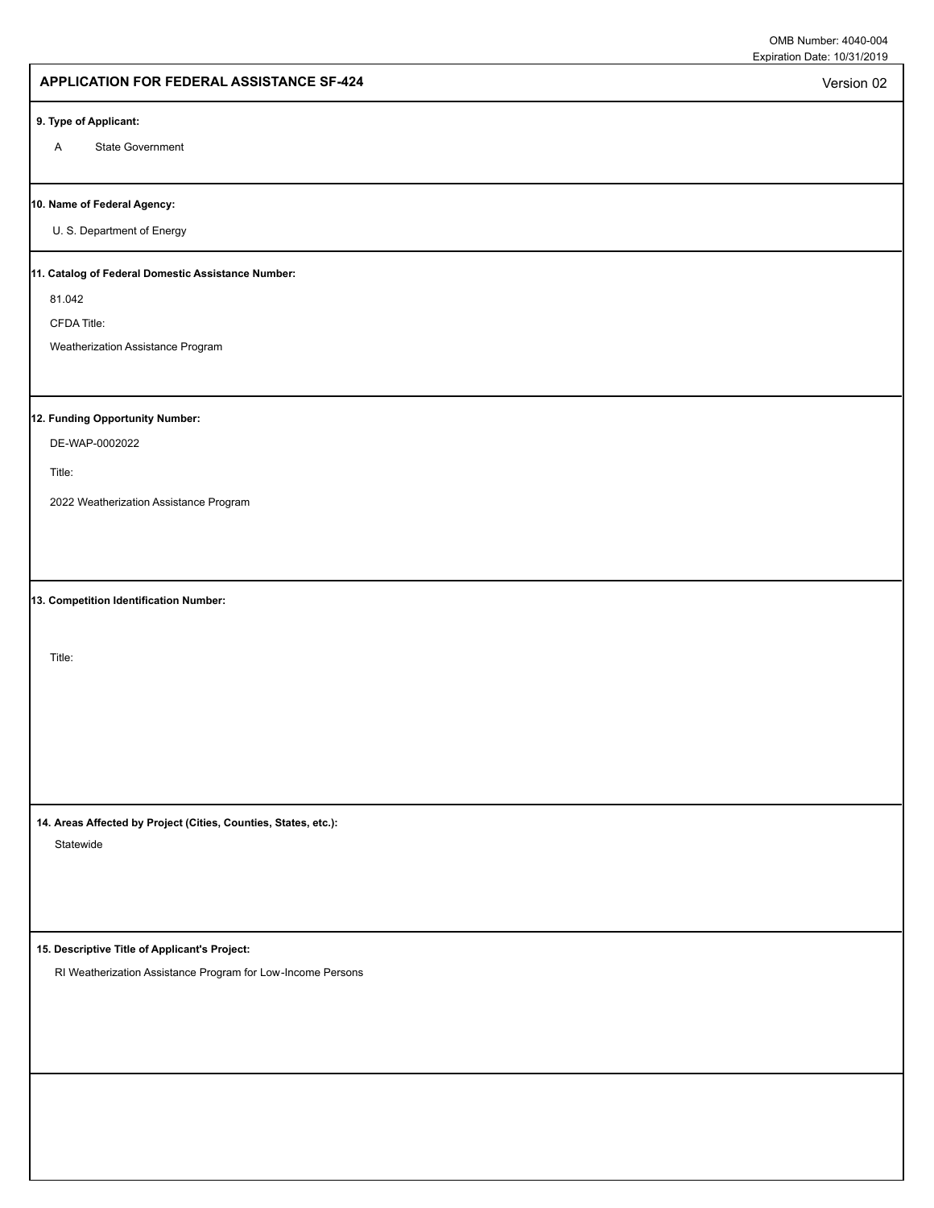OMB Number: 4040-004
Expiration Date: 10/31/2019

## APPLICATION FOR FEDERAL ASSISTANCE SF-424

Version 02

**9. Type of Applicant:**

A State Government

**10. Name of Federal Agency:**

U. S. Department of Energy

**11. Catalog of Federal Domestic Assistance Number:**

81.042

CFDA Title:

Weatherization Assistance Program

**12. Funding Opportunity Number:**

DE-WAP-0002022

Title:

2022 Weatherization Assistance Program

**13. Competition Identification Number:**

Title:

**14. Areas Affected by Project (Cities, Counties, States, etc.):**

Statewide

**15. Descriptive Title of Applicant's Project:**

RI Weatherization Assistance Program for Low-Income Persons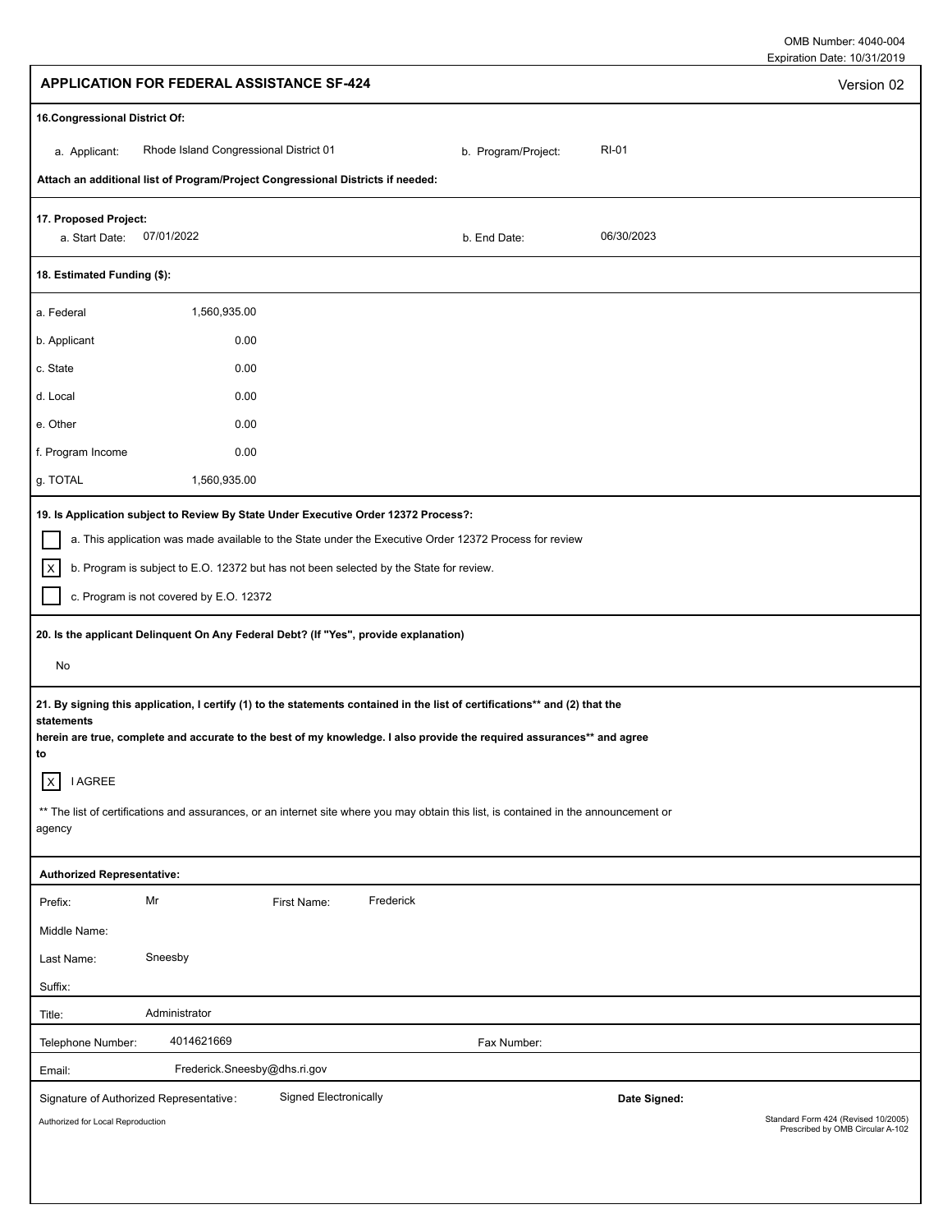OMB Number: 4040-004
Expiration Date: 10/31/2019

## APPLICATION FOR FEDERAL ASSISTANCE SF-424

Version 02

**16.Congressional District Of:**

a. Applicant: Rhode Island Congressional District 01

b. Program/Project: RI-01

**Attach an additional list of Program/Project Congressional Districts if needed:**

**17. Proposed Project:**

a. Start Date: 07/01/2022

b. End Date: 06/30/2023

**18. Estimated Funding ($):**

| | |
|---|---|
| a. Federal | 1,560,935.00 |
| b. Applicant | 0.00 |
| c. State | 0.00 |
| d. Local | 0.00 |
| e. Other | 0.00 |
| f. Program Income | 0.00 |
| g. TOTAL | 1,560,935.00 |

**19. Is Application subject to Review By State Under Executive Order 12372 Process?:**

[ ] a. This application was made available to the State under the Executive Order 12372 Process for review

[X] b. Program is subject to E.O. 12372 but has not been selected by the State for review.

[ ] c. Program is not covered by E.O. 12372

**20. Is the applicant Delinquent On Any Federal Debt? (If "Yes", provide explanation)**

No

**21. By signing this application, I certify (1) to the statements contained in the list of certifications** and (2) that the statements herein are true, complete and accurate to the best of my knowledge. I also provide the required assurances** and agree to**

[X] I AGREE

** The list of certifications and assurances, or an internet site where you may obtain this list, is contained in the announcement or agency

**Authorized Representative:**

| | | | |
|---|---|---|---|
| Prefix: | Mr | First Name: | Frederick |
| Middle Name: | | | |
| Last Name: | Sneesby | | |
| Suffix: | | | |
| Title: | Administrator | | |
| Telephone Number: | 4014621669 | Fax Number: | |
| Email: | Frederick.Sneesby@dhs.ri.gov | | |
| Signature of Authorized Representative: | Signed Electronically | **Date Signed:** | |

Authorized for Local Reproduction

Standard Form 424 (Revised 10/2005)
Prescribed by OMB Circular A-102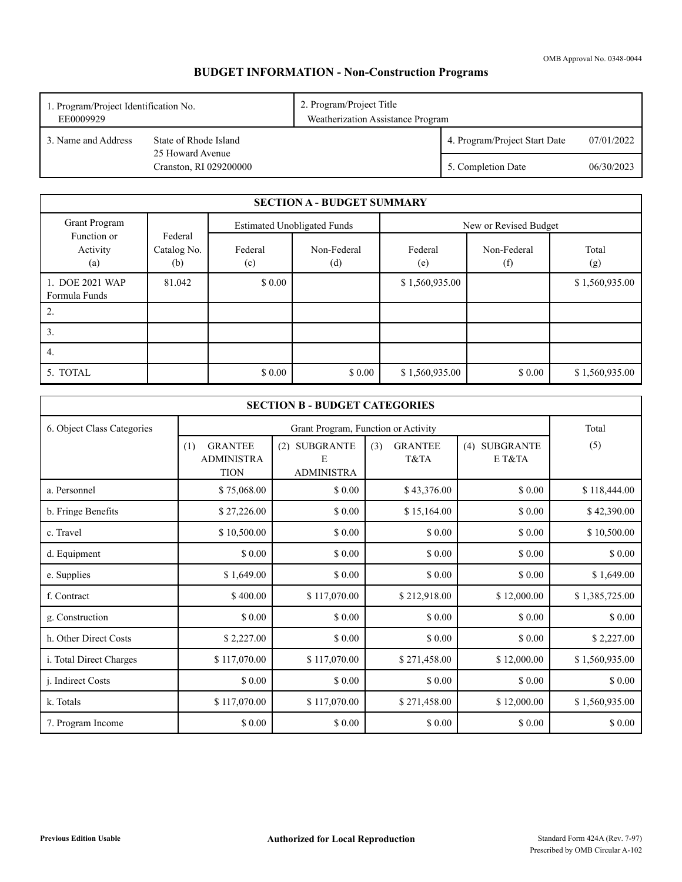OMB Approval No. 0348-0044

# BUDGET INFORMATION - Non-Construction Programs

| 1. Program/Project Identification No. EE0009929 | 2. Program/Project Title Weatherization Assistance Program | |
|---|---|---|
| 3. Name and Address: State of Rhode Island, 25 Howard Avenue, Cranston, RI 029200000 | 4. Program/Project Start Date | 07/01/2022 |
| | 5. Completion Date | 06/30/2023 |

## SECTION A - BUDGET SUMMARY

| Grant Program Function or Activity (a) | Federal Catalog No. (b) | Estimated Unobligated Funds | | New or Revised Budget | | |
|---|---|---|---|---|---|---|
| | | Federal (c) | Non-Federal (d) | Federal (e) | Non-Federal (f) | Total (g) |
| 1. DOE 2021 WAP Formula Funds | 81.042 | $ 0.00 | | $ 1,560,935.00 | | $ 1,560,935.00 |
| 2. | | | | | | |
| 3. | | | | | | |
| 4. | | | | | | |
| 5. TOTAL | | $ 0.00 | $ 0.00 | $ 1,560,935.00 | $ 0.00 | $ 1,560,935.00 |

## SECTION B - BUDGET CATEGORIES

| 6. Object Class Categories | Grant Program, Function or Activity | | | | Total |
|---|---|---|---|---|---|
| | (1) GRANTEE ADMINISTRATION | (2) SUBGRANTEE ADMINISTRATION | (3) GRANTEE T&TA | (4) SUBGRANTEE T&TA | (5) |
| a. Personnel | $ 75,068.00 | $ 0.00 | $ 43,376.00 | $ 0.00 | $ 118,444.00 |
| b. Fringe Benefits | $ 27,226.00 | $ 0.00 | $ 15,164.00 | $ 0.00 | $ 42,390.00 |
| c. Travel | $ 10,500.00 | $ 0.00 | $ 0.00 | $ 0.00 | $ 10,500.00 |
| d. Equipment | $ 0.00 | $ 0.00 | $ 0.00 | $ 0.00 | $ 0.00 |
| e. Supplies | $ 1,649.00 | $ 0.00 | $ 0.00 | $ 0.00 | $ 1,649.00 |
| f. Contract | $ 400.00 | $ 117,070.00 | $ 212,918.00 | $ 12,000.00 | $ 1,385,725.00 |
| g. Construction | $ 0.00 | $ 0.00 | $ 0.00 | $ 0.00 | $ 0.00 |
| h. Other Direct Costs | $ 2,227.00 | $ 0.00 | $ 0.00 | $ 0.00 | $ 2,227.00 |
| i. Total Direct Charges | $ 117,070.00 | $ 117,070.00 | $ 271,458.00 | $ 12,000.00 | $ 1,560,935.00 |
| j. Indirect Costs | $ 0.00 | $ 0.00 | $ 0.00 | $ 0.00 | $ 0.00 |
| k. Totals | $ 117,070.00 | $ 117,070.00 | $ 271,458.00 | $ 12,000.00 | $ 1,560,935.00 |
| 7. Program Income | $ 0.00 | $ 0.00 | $ 0.00 | $ 0.00 | $ 0.00 |

**Previous Edition Usable** **Authorized for Local Reproduction** Standard Form 424A (Rev. 7-97) Prescribed by OMB Circular A-102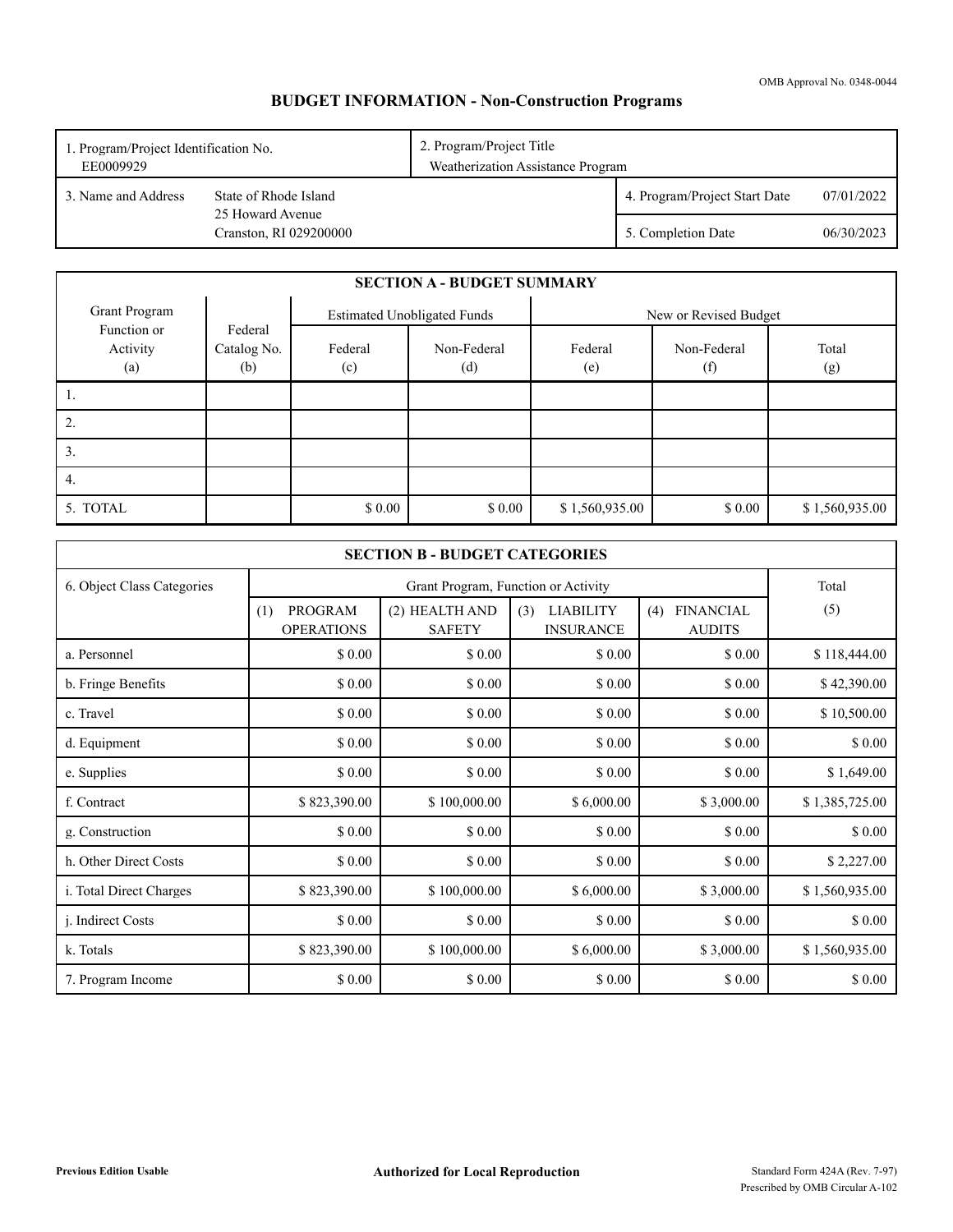OMB Approval No. 0348-0044

# BUDGET INFORMATION - Non-Construction Programs

| 1. Program/Project Identification No. EE0009929 | 2. Program/Project Title Weatherization Assistance Program | |
|---|---|---|
| 3. Name and Address: State of Rhode Island, 25 Howard Avenue, Cranston, RI 029200000 | 4. Program/Project Start Date | 07/01/2022 |
| | 5. Completion Date | 06/30/2023 |

## SECTION A - BUDGET SUMMARY

| Grant Program Function or Activity (a) | Federal Catalog No. (b) | Estimated Unobligated Funds | | New or Revised Budget | | |
|---|---|---|---|---|---|---|
| | | Federal (c) | Non-Federal (d) | Federal (e) | Non-Federal (f) | Total (g) |
| 1. | | | | | | |
| 2. | | | | | | |
| 3. | | | | | | |
| 4. | | | | | | |
| 5. TOTAL | | $ 0.00 | $ 0.00 | $ 1,560,935.00 | $ 0.00 | $ 1,560,935.00 |

## SECTION B - BUDGET CATEGORIES

| 6. Object Class Categories | Grant Program, Function or Activity | | | | Total |
|---|---|---|---|---|---|
| | (1) PROGRAM OPERATIONS | (2) HEALTH AND SAFETY | (3) LIABILITY INSURANCE | (4) FINANCIAL AUDITS | (5) |
| a. Personnel | $ 0.00 | $ 0.00 | $ 0.00 | $ 0.00 | $ 118,444.00 |
| b. Fringe Benefits | $ 0.00 | $ 0.00 | $ 0.00 | $ 0.00 | $ 42,390.00 |
| c. Travel | $ 0.00 | $ 0.00 | $ 0.00 | $ 0.00 | $ 10,500.00 |
| d. Equipment | $ 0.00 | $ 0.00 | $ 0.00 | $ 0.00 | $ 0.00 |
| e. Supplies | $ 0.00 | $ 0.00 | $ 0.00 | $ 0.00 | $ 1,649.00 |
| f. Contract | $ 823,390.00 | $ 100,000.00 | $ 6,000.00 | $ 3,000.00 | $ 1,385,725.00 |
| g. Construction | $ 0.00 | $ 0.00 | $ 0.00 | $ 0.00 | $ 0.00 |
| h. Other Direct Costs | $ 0.00 | $ 0.00 | $ 0.00 | $ 0.00 | $ 2,227.00 |
| i. Total Direct Charges | $ 823,390.00 | $ 100,000.00 | $ 6,000.00 | $ 3,000.00 | $ 1,560,935.00 |
| j. Indirect Costs | $ 0.00 | $ 0.00 | $ 0.00 | $ 0.00 | $ 0.00 |
| k. Totals | $ 823,390.00 | $ 100,000.00 | $ 6,000.00 | $ 3,000.00 | $ 1,560,935.00 |
| 7. Program Income | $ 0.00 | $ 0.00 | $ 0.00 | $ 0.00 | $ 0.00 |

**Previous Edition Usable** **Authorized for Local Reproduction** Standard Form 424A (Rev. 7-97) Prescribed by OMB Circular A-102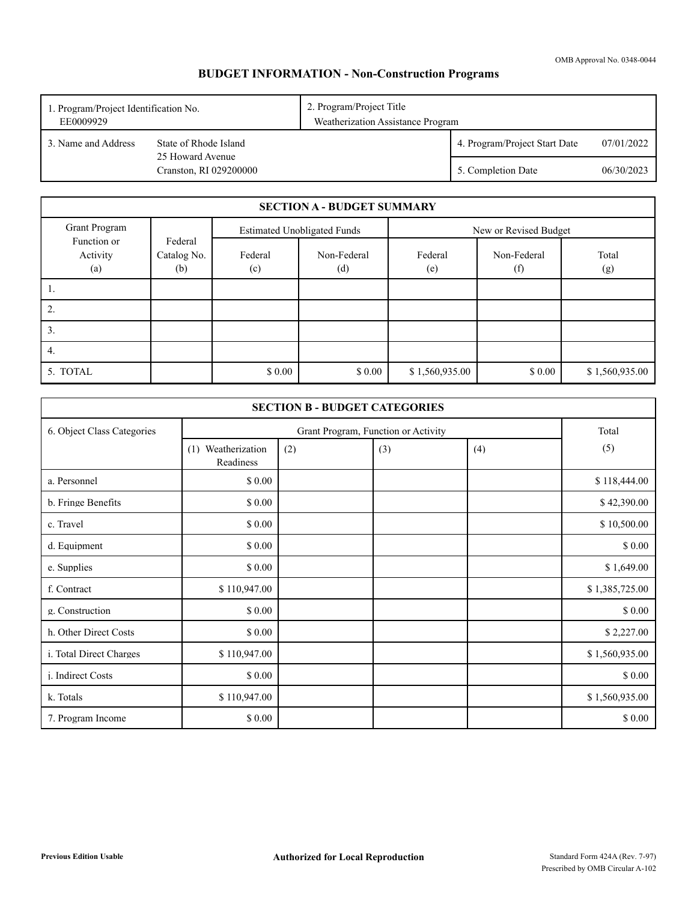OMB Approval No. 0348-0044

# BUDGET INFORMATION - Non-Construction Programs

| 1. Program/Project Identification No. EE0009929 | 2. Program/Project Title Weatherization Assistance Program | |
|---|---|---|
| 3. Name and Address: State of Rhode Island, 25 Howard Avenue, Cranston, RI 029200000 | 4. Program/Project Start Date | 07/01/2022 |
| | 5. Completion Date | 06/30/2023 |

## SECTION A - BUDGET SUMMARY

| Grant Program Function or Activity (a) | Federal Catalog No. (b) | Estimated Unobligated Funds | | New or Revised Budget | | |
|---|---|---|---|---|---|---|
| | | Federal (c) | Non-Federal (d) | Federal (e) | Non-Federal (f) | Total (g) |
| 1. | | | | | | |
| 2. | | | | | | |
| 3. | | | | | | |
| 4. | | | | | | |
| 5. TOTAL | | $ 0.00 | $ 0.00 | $ 1,560,935.00 | $ 0.00 | $ 1,560,935.00 |

## SECTION B - BUDGET CATEGORIES

| 6. Object Class Categories | Grant Program, Function or Activity | | | | Total |
|---|---|---|---|---|---|
| | (1) Weatherization Readiness | (2) | (3) | (4) | (5) |
| a. Personnel | $ 0.00 | | | | $ 118,444.00 |
| b. Fringe Benefits | $ 0.00 | | | | $ 42,390.00 |
| c. Travel | $ 0.00 | | | | $ 10,500.00 |
| d. Equipment | $ 0.00 | | | | $ 0.00 |
| e. Supplies | $ 0.00 | | | | $ 1,649.00 |
| f. Contract | $ 110,947.00 | | | | $ 1,385,725.00 |
| g. Construction | $ 0.00 | | | | $ 0.00 |
| h. Other Direct Costs | $ 0.00 | | | | $ 2,227.00 |
| i. Total Direct Charges | $ 110,947.00 | | | | $ 1,560,935.00 |
| j. Indirect Costs | $ 0.00 | | | | $ 0.00 |
| k. Totals | $ 110,947.00 | | | | $ 1,560,935.00 |
| 7. Program Income | $ 0.00 | | | | $ 0.00 |

Previous Edition Usable | **Authorized for Local Reproduction** | Standard Form 424A (Rev. 7-97) Prescribed by OMB Circular A-102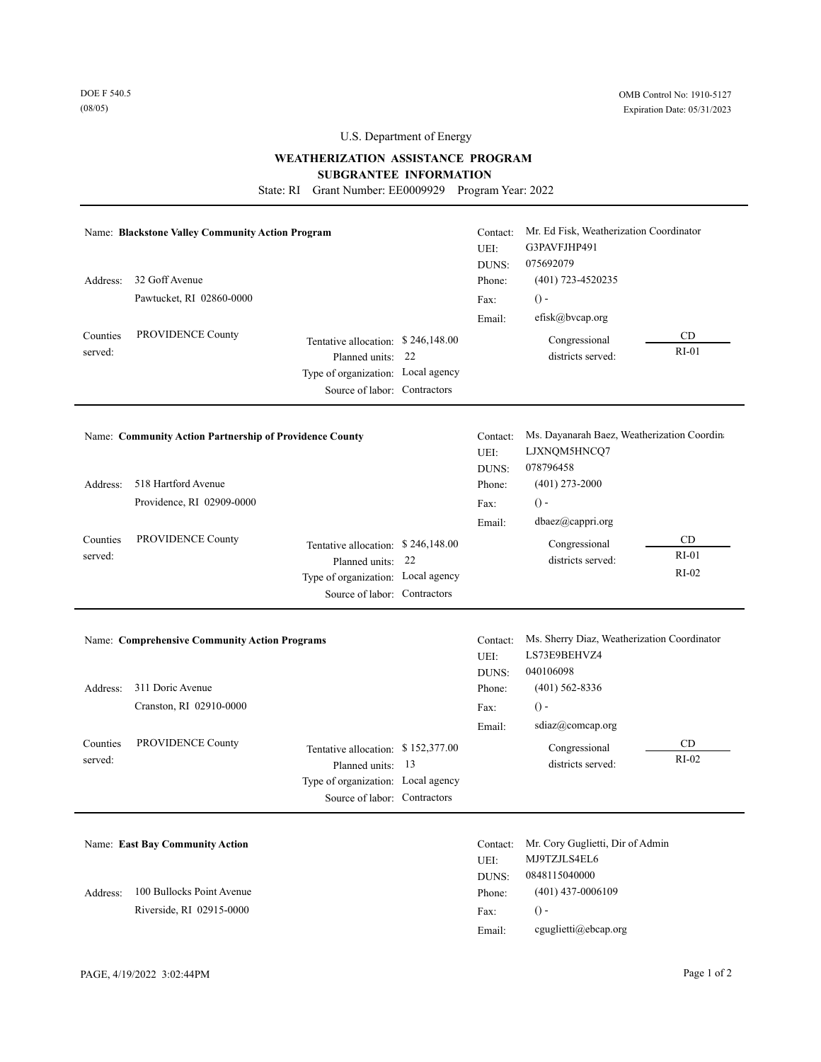DOE F 540.5
(08/05)

OMB Control No: 1910-5127
Expiration Date: 05/31/2023

U.S. Department of Energy

## WEATHERIZATION ASSISTANCE PROGRAM
## SUBGRANTEE INFORMATION

State: RI Grant Number: EE0009929 Program Year: 2022

---

Name: **Blackstone Valley Community Action Program**

Address: 32 Goff Avenue
Pawtucket, RI 02860-0000

Contact: Mr. Ed Fisk, Weatherization Coordinator
UEI: G3PAVFJHP491
DUNS: 075692079
Phone: (401) 723-4520235
Fax: () -
Email: efisk@bvcap.org

Counties served: PROVIDENCE County

Tentative allocation: $ 246,148.00
Planned units: 22
Type of organization: Local agency
Source of labor: Contractors

Congressional districts served:

| CD |
|---|
| RI-01 |

---

Name: **Community Action Partnership of Providence County**

Address: 518 Hartford Avenue
Providence, RI 02909-0000

Contact: Ms. Dayanarah Baez, Weatherization Coordin
UEI: LJXNQM5HNCQ7
DUNS: 078796458
Phone: (401) 273-2000
Fax: () -
Email: dbaez@cappri.org

Counties served: PROVIDENCE County

Tentative allocation: $ 246,148.00
Planned units: 22
Type of organization: Local agency
Source of labor: Contractors

Congressional districts served:

| CD |
|---|
| RI-01 |
| RI-02 |

---

Name: **Comprehensive Community Action Programs**

Address: 311 Doric Avenue
Cranston, RI 02910-0000

Contact: Ms. Sherry Diaz, Weatherization Coordinator
UEI: LS73E9BEHVZ4
DUNS: 040106098
Phone: (401) 562-8336
Fax: () -
Email: sdiaz@comcap.org

Counties served: PROVIDENCE County

Tentative allocation: $ 152,377.00
Planned units: 13
Type of organization: Local agency
Source of labor: Contractors

Congressional districts served:

| CD |
|---|
| RI-02 |

---

Name: **East Bay Community Action**

Address: 100 Bullocks Point Avenue
Riverside, RI 02915-0000

Contact: Mr. Cory Guglietti, Dir of Admin
UEI: MJ9TZJLS4EL6
DUNS: 0848115040000
Phone: (401) 437-0006109
Fax: () -
Email: cguglietti@ebcap.org

PAGE, 4/19/2022 3:02:44PM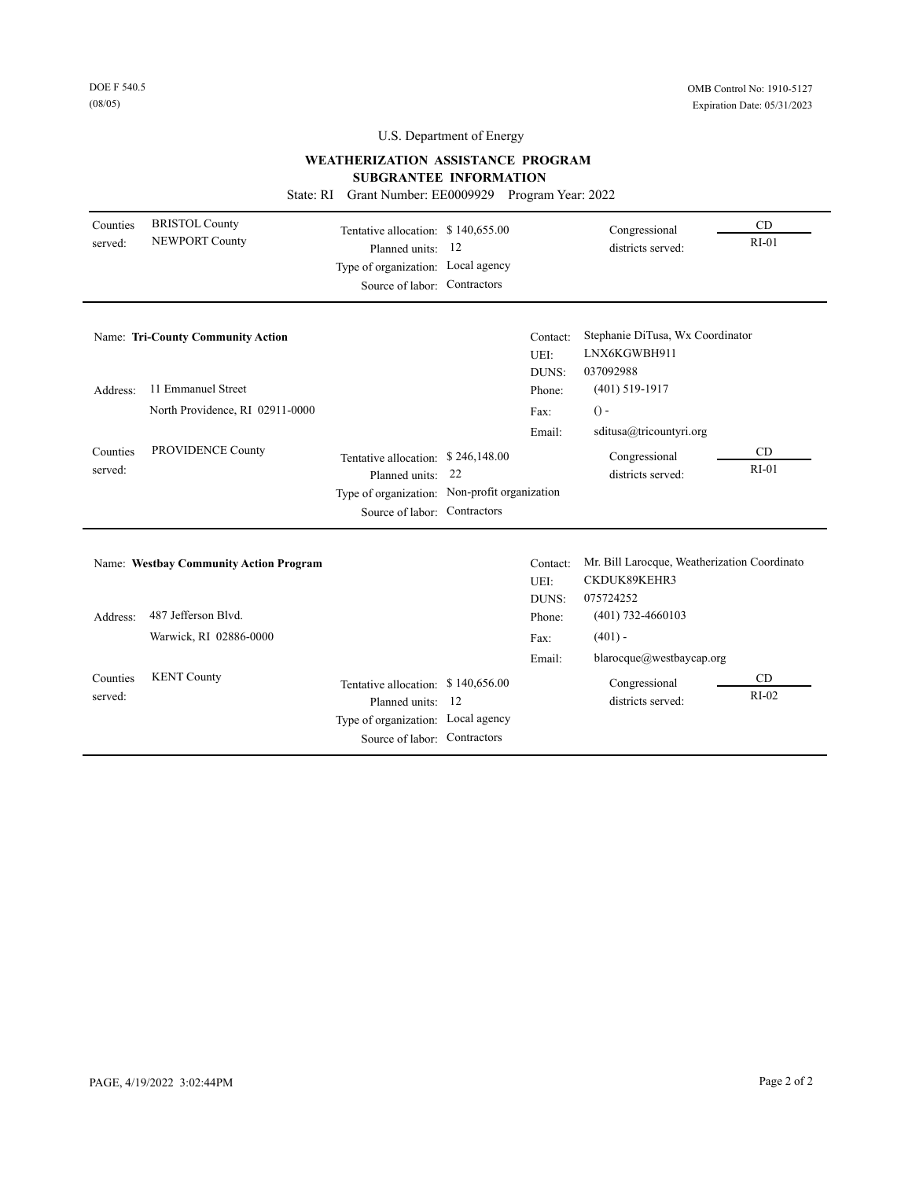DOE F 540.5
(08/05)

OMB Control No: 1910-5127
Expiration Date: 05/31/2023

U.S. Department of Energy

## WEATHERIZATION ASSISTANCE PROGRAM
## SUBGRANTEE INFORMATION

State: RI Grant Number: EE0009929 Program Year: 2022

Counties served: BRISTOL County, NEWPORT County

Tentative allocation: $ 140,655.00
Planned units: 12
Type of organization: Local agency
Source of labor: Contractors

Congressional districts served: CD RI-01

---

Name: **Tri-County Community Action**

Address: 11 Emmanuel Street
North Providence, RI 02911-0000

Contact: Stephanie DiTusa, Wx Coordinator
UEI: LNX6KGWBH911
DUNS: 037092988
Phone: (401) 519-1917
Fax: () -
Email: sditusa@tricountyri.org

Counties served: PROVIDENCE County

Tentative allocation: $ 246,148.00
Planned units: 22
Type of organization: Non-profit organization
Source of labor: Contractors

Congressional districts served: CD RI-01

---

Name: **Westbay Community Action Program**

Address: 487 Jefferson Blvd.
Warwick, RI 02886-0000

Contact: Mr. Bill Larocque, Weatherization Coordinato
UEI: CKDUK89KEHR3
DUNS: 075724252
Phone: (401) 732-4660103
Fax: (401) -
Email: blarocque@westbaycap.org

Counties served: KENT County

Tentative allocation: $ 140,656.00
Planned units: 12
Type of organization: Local agency
Source of labor: Contractors

Congressional districts served: CD RI-02

---

PAGE, 4/19/2022 3:02:44PM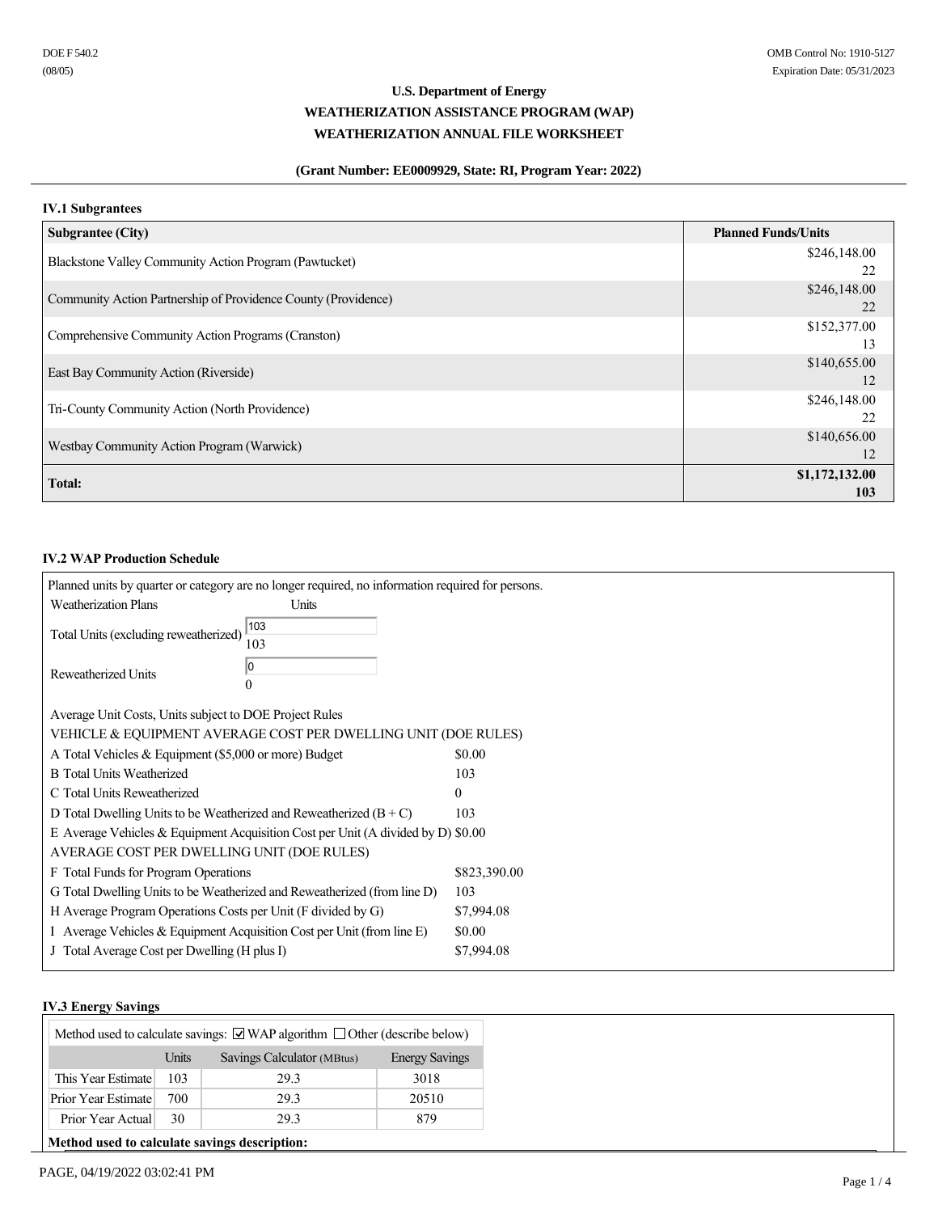DOE F 540.2
(08/05)

OMB Control No: 1910-5127
Expiration Date: 05/31/2023

**U.S. Department of Energy**
**WEATHERIZATION ASSISTANCE PROGRAM (WAP)**
**WEATHERIZATION ANNUAL FILE WORKSHEET**

**(Grant Number: EE0009929, State: RI, Program Year: 2022)**

### IV.1 Subgrantees

| Subgrantee (City) | Planned Funds/Units |
|---|---|
| Blackstone Valley Community Action Program (Pawtucket) | $246,148.00<br>22 |
| Community Action Partnership of Providence County (Providence) | $246,148.00<br>22 |
| Comprehensive Community Action Programs (Cranston) | $152,377.00<br>13 |
| East Bay Community Action (Riverside) | $140,655.00<br>12 |
| Tri-County Community Action (North Providence) | $246,148.00<br>22 |
| Westbay Community Action Program (Warwick) | $140,656.00<br>12 |
| **Total:** | **$1,172,132.00**<br>**103** |

### IV.2 WAP Production Schedule

Planned units by quarter or category are no longer required, no information required for persons.

| Weatherization Plans | Units |
|---|---|
| Total Units (excluding reweatherized) | 103 |
| Reweatherized Units | 0 |

Average Unit Costs, Units subject to DOE Project Rules

VEHICLE & EQUIPMENT AVERAGE COST PER DWELLING UNIT (DOE RULES)

| | |
|---|---|
| A Total Vehicles & Equipment ($5,000 or more) Budget | $0.00 |
| B Total Units Weatherized | 103 |
| C Total Units Reweatherized | 0 |
| D Total Dwelling Units to be Weatherized and Reweatherized (B + C) | 103 |
| E Average Vehicles & Equipment Acquisition Cost per Unit (A divided by D) | $0.00 |

AVERAGE COST PER DWELLING UNIT (DOE RULES)

| | |
|---|---|
| F Total Funds for Program Operations | $823,390.00 |
| G Total Dwelling Units to be Weatherized and Reweatherized (from line D) | 103 |
| H Average Program Operations Costs per Unit (F divided by G) | $7,994.08 |
| I Average Vehicles & Equipment Acquisition Cost per Unit (from line E) | $0.00 |
| J Total Average Cost per Dwelling (H plus I) | $7,994.08 |

### IV.3 Energy Savings

Method used to calculate savings: ☑ WAP algorithm ☐ Other (describe below)

| | Units | Savings Calculator (MBtus) | Energy Savings |
|---|---|---|---|
| This Year Estimate | 103 | 29.3 | 3018 |
| Prior Year Estimate | 700 | 29.3 | 20510 |
| Prior Year Actual | 30 | 29.3 | 879 |

**Method used to calculate savings description:**

PAGE, 04/19/2022 03:02:41 PM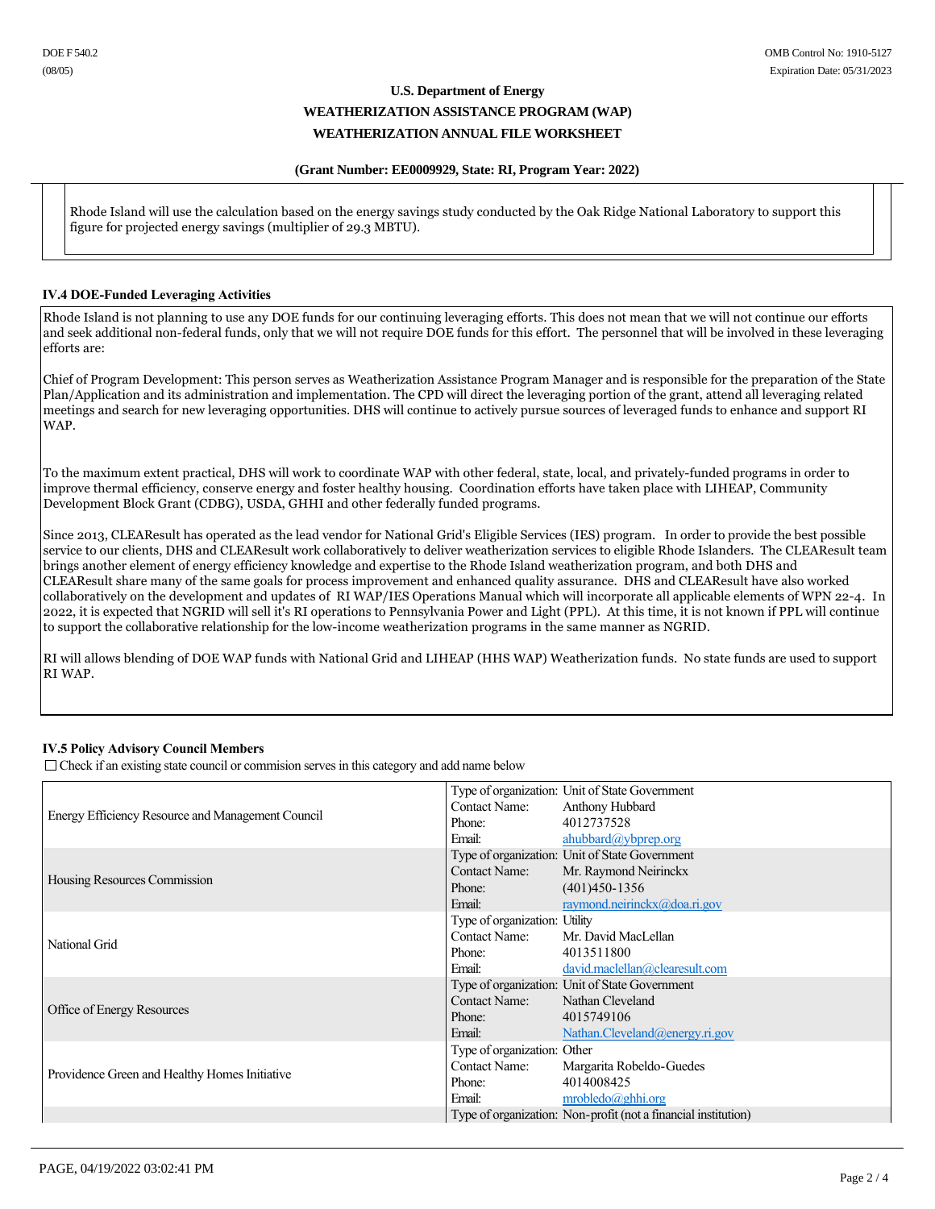Rhode Island will use the calculation based on the energy savings study conducted by the Oak Ridge National Laboratory to support this figure for projected energy savings (multiplier of 29.3 MBTU).

### IV.4 DOE-Funded Leveraging Activities

Rhode Island is not planning to use any DOE funds for our continuing leveraging efforts. This does not mean that we will not continue our efforts and seek additional non-federal funds, only that we will not require DOE funds for this effort. The personnel that will be involved in these leveraging efforts are:

Chief of Program Development: This person serves as Weatherization Assistance Program Manager and is responsible for the preparation of the State Plan/Application and its administration and implementation. The CPD will direct the leveraging portion of the grant, attend all leveraging related meetings and search for new leveraging opportunities. DHS will continue to actively pursue sources of leveraged funds to enhance and support RI WAP.

To the maximum extent practical, DHS will work to coordinate WAP with other federal, state, local, and privately-funded programs in order to improve thermal efficiency, conserve energy and foster healthy housing. Coordination efforts have taken place with LIHEAP, Community Development Block Grant (CDBG), USDA, GHHI and other federally funded programs.

Since 2013, CLEAResult has operated as the lead vendor for National Grid's Eligible Services (IES) program. In order to provide the best possible service to our clients, DHS and CLEAResult work collaboratively to deliver weatherization services to eligible Rhode Islanders. The CLEAResult team brings another element of energy efficiency knowledge and expertise to the Rhode Island weatherization program, and both DHS and CLEAResult share many of the same goals for process improvement and enhanced quality assurance. DHS and CLEAResult have also worked collaboratively on the development and updates of RI WAP/IES Operations Manual which will incorporate all applicable elements of WPN 22-4. In 2022, it is expected that NGRID will sell it's RI operations to Pennsylvania Power and Light (PPL). At this time, it is not known if PPL will continue to support the collaborative relationship for the low-income weatherization programs in the same manner as NGRID.

RI will allows blending of DOE WAP funds with National Grid and LIHEAP (HHS WAP) Weatherization funds. No state funds are used to support RI WAP.

### IV.5 Policy Advisory Council Members

☐ Check if an existing state council or commision serves in this category and add name below

| Organization | Details |
|---|---|
| Energy Efficiency Resource and Management Council | Type of organization: Unit of State Government<br>Contact Name: Anthony Hubbard<br>Phone: 4012737528<br>Email: ahubbard@ybprep.org |
| Housing Resources Commission | Type of organization: Unit of State Government<br>Contact Name: Mr. Raymond Neirinckx<br>Phone: (401)450-1356<br>Email: raymond.neirinckx@doa.ri.gov |
| National Grid | Type of organization: Utility<br>Contact Name: Mr. David MacLellan<br>Phone: 4013511800<br>Email: david.maclellan@clearesult.com |
| Office of Energy Resources | Type of organization: Unit of State Government<br>Contact Name: Nathan Cleveland<br>Phone: 4015749106<br>Email: Nathan.Cleveland@energy.ri.gov |
| Providence Green and Healthy Homes Initiative | Type of organization: Other<br>Contact Name: Margarita Robeldo-Guedes<br>Phone: 4014008425<br>Email: mrobledo@ghhi.org |
| | Type of organization: Non-profit (not a financial institution) |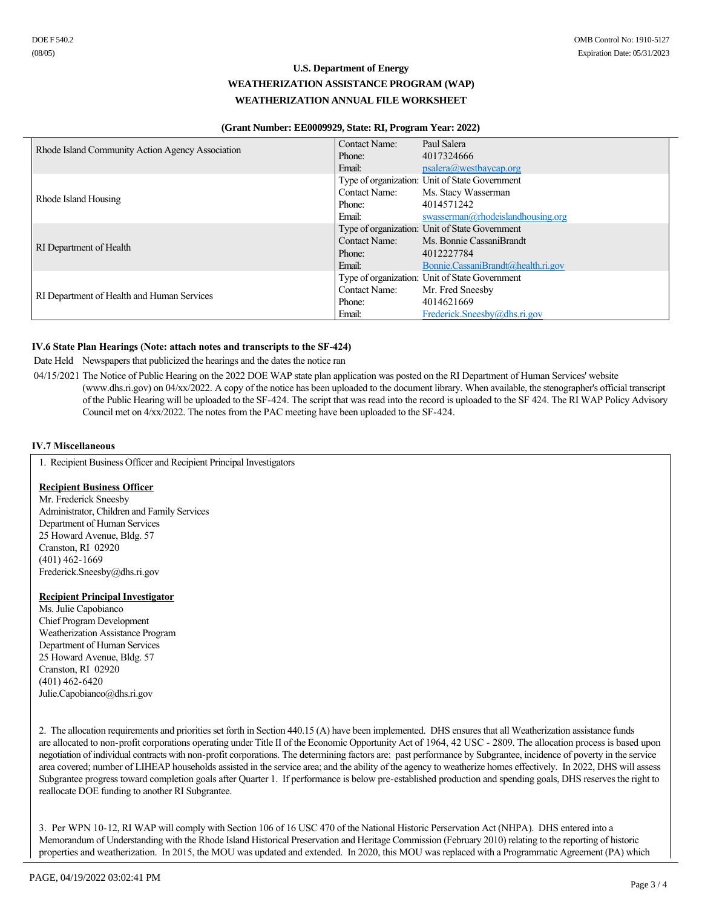DOE F 540.2
(08/05)

OMB Control No: 1910-5127
Expiration Date: 05/31/2023

**U.S. Department of Energy**

**WEATHERIZATION ASSISTANCE PROGRAM (WAP)**

**WEATHERIZATION ANNUAL FILE WORKSHEET**

**(Grant Number: EE0009929, State: RI, Program Year: 2022)**

| Organization | Details |
|---|---|
| Rhode Island Community Action Agency Association | Contact Name: Paul Salera<br>Phone: 4017324666<br>Email: psalera@westbaycap.org |
| Rhode Island Housing | Type of organization: Unit of State Government<br>Contact Name: Ms. Stacy Wasserman<br>Phone: 4014571242<br>Email: swasserman@rhodeislandhousing.org |
| RI Department of Health | Type of organization: Unit of State Government<br>Contact Name: Ms. Bonnie CassaniBrandt<br>Phone: 4012227784<br>Email: Bonnie.CassaniBrandt@health.ri.gov |
| RI Department of Health and Human Services | Type of organization: Unit of State Government<br>Contact Name: Mr. Fred Sneesby<br>Phone: 4014621669<br>Email: Frederick.Sneesby@dhs.ri.gov |

### IV.6 State Plan Hearings (Note: attach notes and transcripts to the SF-424)

| Date Held | Newspapers that publicized the hearings and the dates the notice ran |
|---|---|
| 04/15/2021 | The Notice of Public Hearing on the 2022 DOE WAP state plan application was posted on the RI Department of Human Services' website (www.dhs.ri.gov) on 04/xx/2022. A copy of the notice has been uploaded to the document library. When available, the stenographer's official transcript of the Public Hearing will be uploaded to the SF-424. The script that was read into the record is uploaded to the SF 424. The RI WAP Policy Advisory Council met on 4/xx/2022. The notes from the PAC meeting have been uploaded to the SF-424. |

### IV.7 Miscellaneous

1. Recipient Business Officer and Recipient Principal Investigators

**Recipient Business Officer**
Mr. Frederick Sneesby
Administrator, Children and Family Services
Department of Human Services
25 Howard Avenue, Bldg. 57
Cranston, RI 02920
(401) 462-1669
Frederick.Sneesby@dhs.ri.gov

**Recipient Principal Investigator**
Ms. Julie Capobianco
Chief Program Development
Weatherization Assistance Program
Department of Human Services
25 Howard Avenue, Bldg. 57
Cranston, RI 02920
(401) 462-6420
Julie.Capobianco@dhs.ri.gov

2. The allocation requirements and priorities set forth in Section 440.15 (A) have been implemented. DHS ensures that all Weatherization assistance funds are allocated to non-profit corporations operating under Title II of the Economic Opportunity Act of 1964, 42 USC - 2809. The allocation process is based upon negotiation of individual contracts with non-profit corporations. The determining factors are: past performance by Subgrantee, incidence of poverty in the service area covered; number of LIHEAP households assisted in the service area; and the ability of the agency to weatherize homes effectively. In 2022, DHS will assess Subgrantee progress toward completion goals after Quarter 1. If performance is below pre-established production and spending goals, DHS reserves the right to reallocate DOE funding to another RI Subgrantee.

3. Per WPN 10-12, RI WAP will comply with Section 106 of 16 USC 470 of the National Historic Perservation Act (NHPA). DHS entered into a Memorandum of Understanding with the Rhode Island Historical Preservation and Heritage Commission (February 2010) relating to the reporting of historic properties and weatherization. In 2015, the MOU was updated and extended. In 2020, this MOU was replaced with a Programmatic Agreement (PA) which

PAGE, 04/19/2022 03:02:41 PM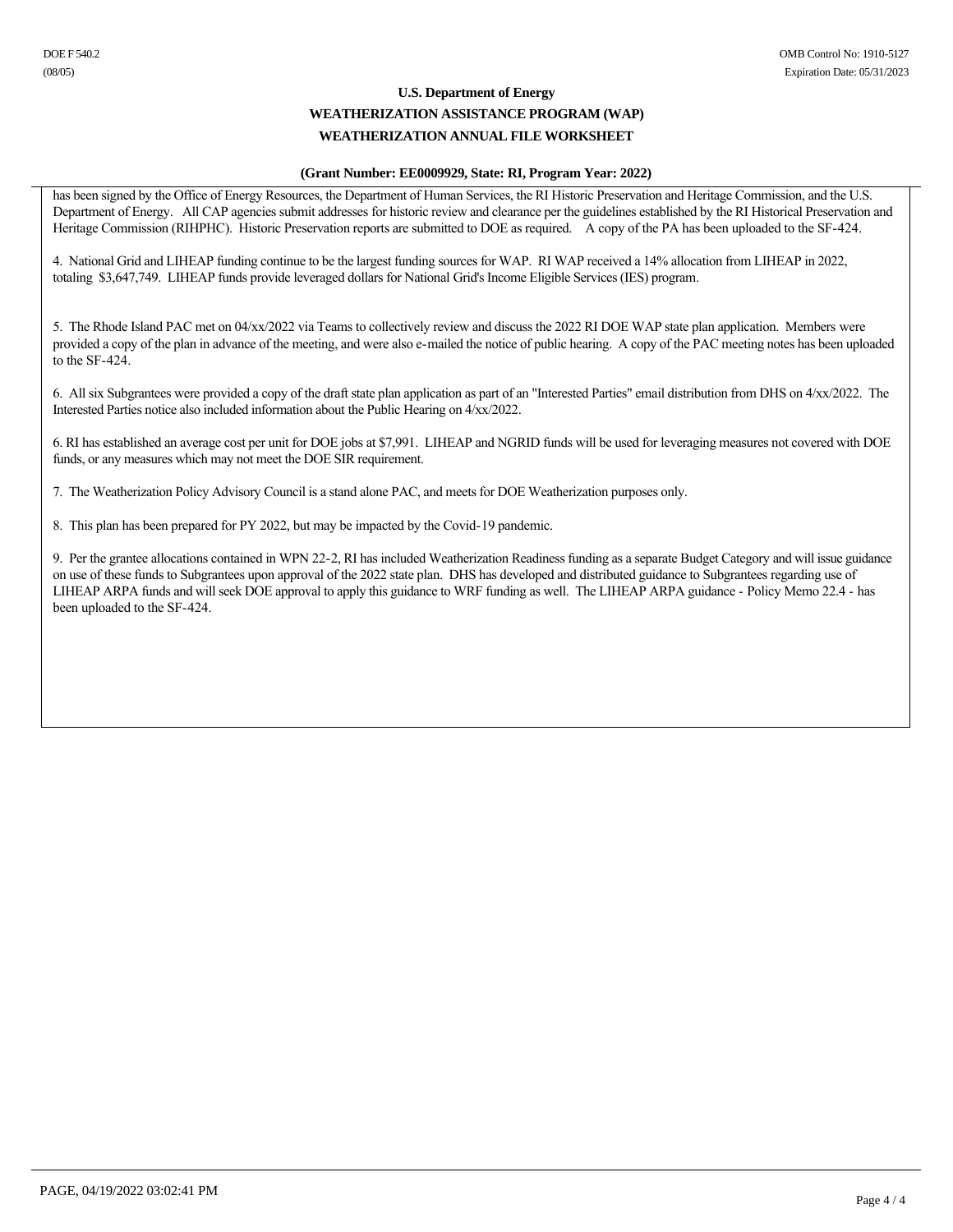DOE F 540.2
(08/05)

OMB Control No: 1910-5127
Expiration Date: 05/31/2023

**U.S. Department of Energy**

**WEATHERIZATION ASSISTANCE PROGRAM (WAP)**

**WEATHERIZATION ANNUAL FILE WORKSHEET**

**(Grant Number: EE0009929, State: RI, Program Year: 2022)**

has been signed by the Office of Energy Resources, the Department of Human Services, the RI Historic Preservation and Heritage Commission, and the U.S. Department of Energy. All CAP agencies submit addresses for historic review and clearance per the guidelines established by the RI Historical Preservation and Heritage Commission (RIHPHC). Historic Preservation reports are submitted to DOE as required. A copy of the PA has been uploaded to the SF-424.

4. National Grid and LIHEAP funding continue to be the largest funding sources for WAP. RI WAP received a 14% allocation from LIHEAP in 2022, totaling $3,647,749. LIHEAP funds provide leveraged dollars for National Grid's Income Eligible Services (IES) program.

5. The Rhode Island PAC met on 04/xx/2022 via Teams to collectively review and discuss the 2022 RI DOE WAP state plan application. Members were provided a copy of the plan in advance of the meeting, and were also e-mailed the notice of public hearing. A copy of the PAC meeting notes has been uploaded to the SF-424.

6. All six Subgrantees were provided a copy of the draft state plan application as part of an "Interested Parties" email distribution from DHS on 4/xx/2022. The Interested Parties notice also included information about the Public Hearing on 4/xx/2022.

6. RI has established an average cost per unit for DOE jobs at $7,991. LIHEAP and NGRID funds will be used for leveraging measures not covered with DOE funds, or any measures which may not meet the DOE SIR requirement.

7. The Weatherization Policy Advisory Council is a stand alone PAC, and meets for DOE Weatherization purposes only.

8. This plan has been prepared for PY 2022, but may be impacted by the Covid-19 pandemic.

9. Per the grantee allocations contained in WPN 22-2, RI has included Weatherization Readiness funding as a separate Budget Category and will issue guidance on use of these funds to Subgrantees upon approval of the 2022 state plan. DHS has developed and distributed guidance to Subgrantees regarding use of LIHEAP ARPA funds and will seek DOE approval to apply this guidance to WRF funding as well. The LIHEAP ARPA guidance - Policy Memo 22.4 - has been uploaded to the SF-424.

PAGE, 04/19/2022 03:02:41 PM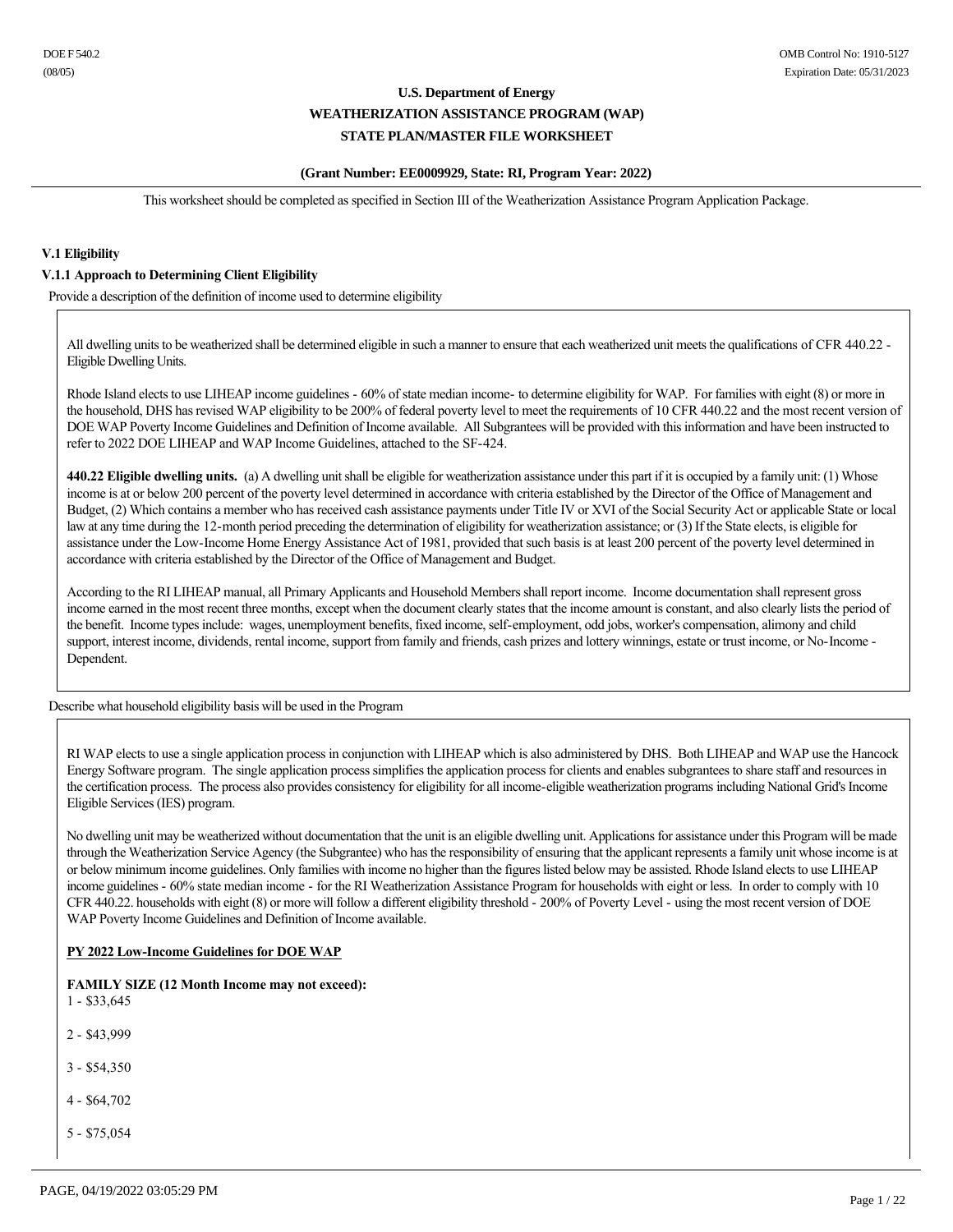U.S. Department of Energy

WEATHERIZATION ASSISTANCE PROGRAM (WAP)

STATE PLAN/MASTER FILE WORKSHEET

(Grant Number: EE0009929, State: RI, Program Year: 2022)

This worksheet should be completed as specified in Section III of the Weatherization Assistance Program Application Package.

### V.1 Eligibility

#### V.1.1 Approach to Determining Client Eligibility

Provide a description of the definition of income used to determine eligibility

All dwelling units to be weatherized shall be determined eligible in such a manner to ensure that each weatherized unit meets the qualifications of CFR 440.22 - Eligible Dwelling Units.

Rhode Island elects to use LIHEAP income guidelines - 60% of state median income- to determine eligibility for WAP. For families with eight (8) or more in the household, DHS has revised WAP eligibility to be 200% of federal poverty level to meet the requirements of 10 CFR 440.22 and the most recent version of DOE WAP Poverty Income Guidelines and Definition of Income available. All Subgrantees will be provided with this information and have been instructed to refer to 2022 DOE LIHEAP and WAP Income Guidelines, attached to the SF-424.

**440.22 Eligible dwelling units.** (a) A dwelling unit shall be eligible for weatherization assistance under this part if it is occupied by a family unit: (1) Whose income is at or below 200 percent of the poverty level determined in accordance with criteria established by the Director of the Office of Management and Budget, (2) Which contains a member who has received cash assistance payments under Title IV or XVI of the Social Security Act or applicable State or local law at any time during the 12-month period preceding the determination of eligibility for weatherization assistance; or (3) If the State elects, is eligible for assistance under the Low-Income Home Energy Assistance Act of 1981, provided that such basis is at least 200 percent of the poverty level determined in accordance with criteria established by the Director of the Office of Management and Budget.

According to the RI LIHEAP manual, all Primary Applicants and Household Members shall report income. Income documentation shall represent gross income earned in the most recent three months, except when the document clearly states that the income amount is constant, and also clearly lists the period of the benefit. Income types include: wages, unemployment benefits, fixed income, self-employment, odd jobs, worker's compensation, alimony and child support, interest income, dividends, rental income, support from family and friends, cash prizes and lottery winnings, estate or trust income, or No-Income - Dependent.

Describe what household eligibility basis will be used in the Program

RI WAP elects to use a single application process in conjunction with LIHEAP which is also administered by DHS. Both LIHEAP and WAP use the Hancock Energy Software program. The single application process simplifies the application process for clients and enables subgrantees to share staff and resources in the certification process. The process also provides consistency for eligibility for all income-eligible weatherization programs including National Grid's Income Eligible Services (IES) program.

No dwelling unit may be weatherized without documentation that the unit is an eligible dwelling unit. Applications for assistance under this Program will be made through the Weatherization Service Agency (the Subgrantee) who has the responsibility of ensuring that the applicant represents a family unit whose income is at or below minimum income guidelines. Only families with income no higher than the figures listed below may be assisted. Rhode Island elects to use LIHEAP income guidelines - 60% state median income - for the RI Weatherization Assistance Program for households with eight or less. In order to comply with 10 CFR 440.22. households with eight (8) or more will follow a different eligibility threshold - 200% of Poverty Level - using the most recent version of DOE WAP Poverty Income Guidelines and Definition of Income available.

**PY 2022 Low-Income Guidelines for DOE WAP**

**FAMILY SIZE (12 Month Income may not exceed):**

1 - $33,645

2 - $43,999

3 - $54,350

4 - $64,702

5 - $75,054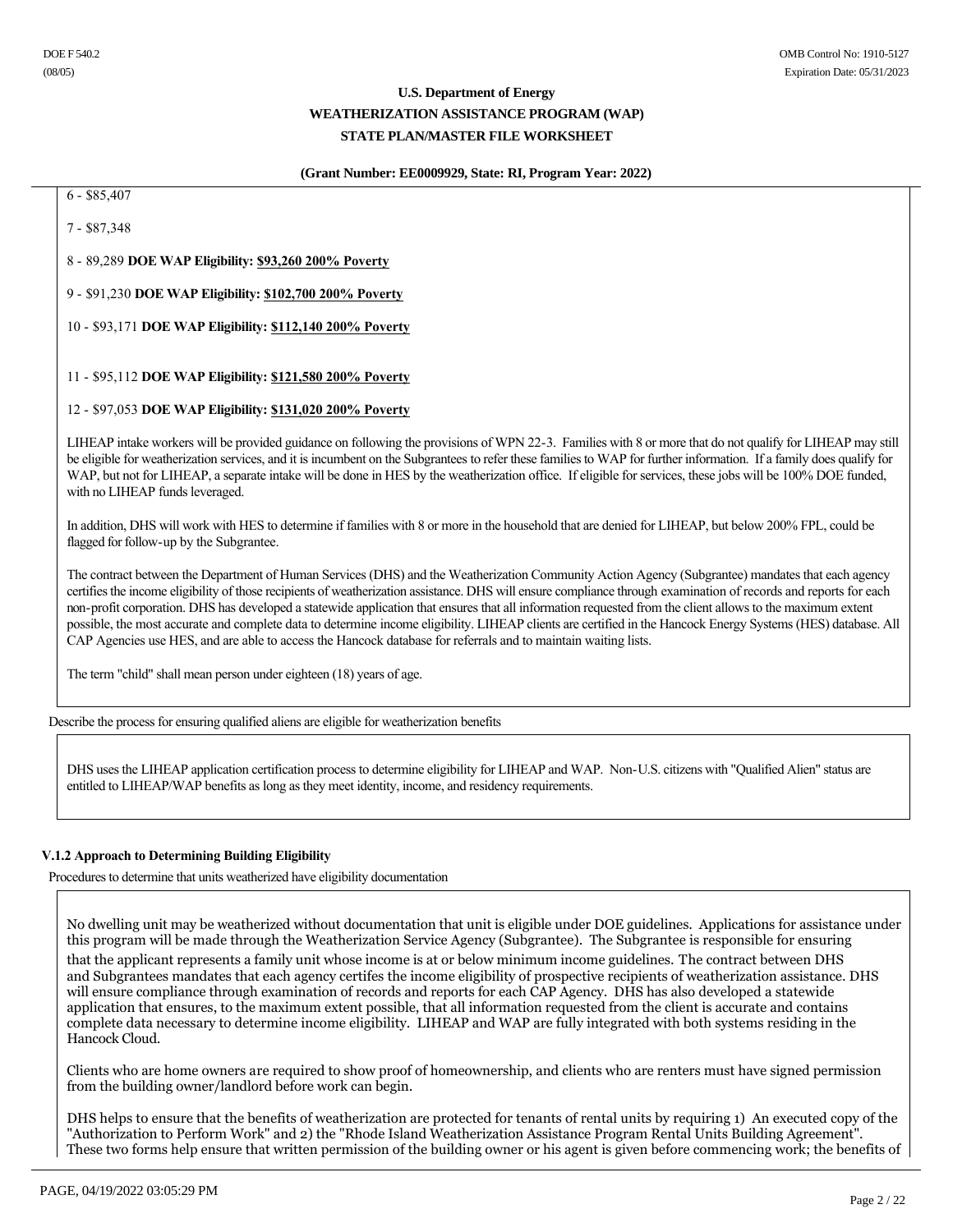6 - $85,407

7 - $87,348

8 - 89,289 **DOE WAP Eligibility: $93,260 200% Poverty**

9 - $91,230 **DOE WAP Eligibility: $102,700 200% Poverty**

10 - $93,171 **DOE WAP Eligibility: $112,140 200% Poverty**

11 - $95,112 **DOE WAP Eligibility: $121,580 200% Poverty**

12 - $97,053 **DOE WAP Eligibility: $131,020 200% Poverty**

LIHEAP intake workers will be provided guidance on following the provisions of WPN 22-3. Families with 8 or more that do not qualify for LIHEAP may still be eligible for weatherization services, and it is incumbent on the Subgrantees to refer these families to WAP for further information. If a family does qualify for WAP, but not for LIHEAP, a separate intake will be done in HES by the weatherization office. If eligible for services, these jobs will be 100% DOE funded, with no LIHEAP funds leveraged.

In addition, DHS will work with HES to determine if families with 8 or more in the household that are denied for LIHEAP, but below 200% FPL, could be flagged for follow-up by the Subgrantee.

The contract between the Department of Human Services (DHS) and the Weatherization Community Action Agency (Subgrantee) mandates that each agency certifies the income eligibility of those recipients of weatherization assistance. DHS will ensure compliance through examination of records and reports for each non-profit corporation. DHS has developed a statewide application that ensures that all information requested from the client allows to the maximum extent possible, the most accurate and complete data to determine income eligibility. LIHEAP clients are certified in the Hancock Energy Systems (HES) database. All CAP Agencies use HES, and are able to access the Hancock database for referrals and to maintain waiting lists.

The term "child" shall mean person under eighteen (18) years of age.

Describe the process for ensuring qualified aliens are eligible for weatherization benefits

DHS uses the LIHEAP application certification process to determine eligibility for LIHEAP and WAP. Non-U.S. citizens with "Qualified Alien" status are entitled to LIHEAP/WAP benefits as long as they meet identity, income, and residency requirements.

### V.1.2 Approach to Determining Building Eligibility

Procedures to determine that units weatherized have eligibility documentation

No dwelling unit may be weatherized without documentation that unit is eligible under DOE guidelines. Applications for assistance under this program will be made through the Weatherization Service Agency (Subgrantee). The Subgrantee is responsible for ensuring that the applicant represents a family unit whose income is at or below minimum income guidelines. The contract between DHS and Subgrantees mandates that each agency certifes the income eligibility of prospective recipients of weatherization assistance. DHS will ensure compliance through examination of records and reports for each CAP Agency. DHS has also developed a statewide application that ensures, to the maximum extent possible, that all information requested from the client is accurate and contains complete data necessary to determine income eligibility. LIHEAP and WAP are fully integrated with both systems residing in the Hancock Cloud.

Clients who are home owners are required to show proof of homeownership, and clients who are renters must have signed permission from the building owner/landlord before work can begin.

DHS helps to ensure that the benefits of weatherization are protected for tenants of rental units by requiring 1) An executed copy of the "Authorization to Perform Work" and 2) the "Rhode Island Weatherization Assistance Program Rental Units Building Agreement". These two forms help ensure that written permission of the building owner or his agent is given before commencing work; the benefits of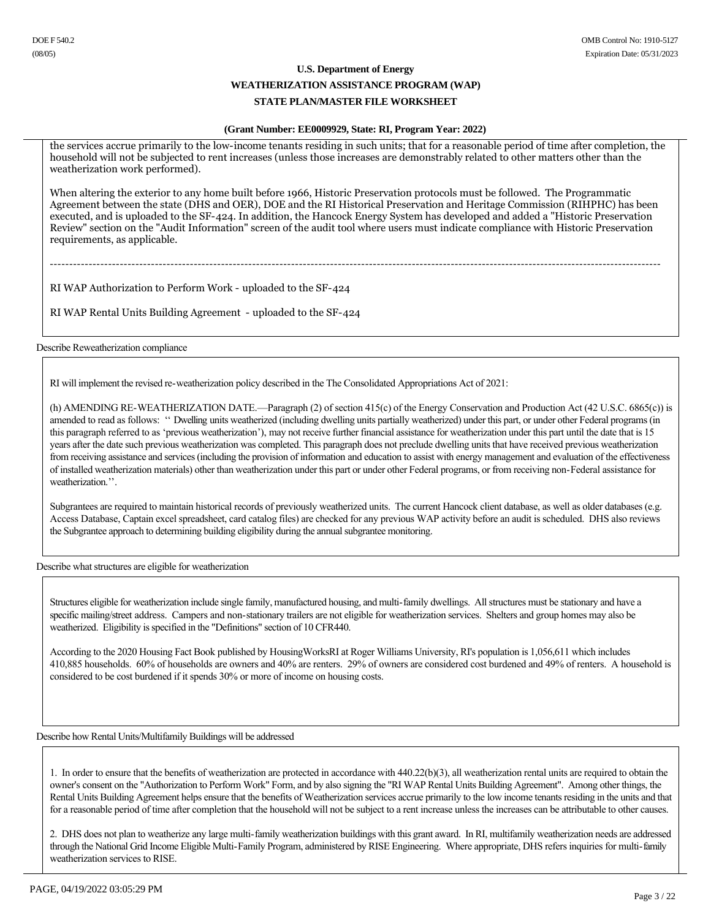the services accrue primarily to the low-income tenants residing in such units; that for a reasonable period of time after completion, the household will not be subjected to rent increases (unless those increases are demonstrably related to other matters other than the weatherization work performed).

When altering the exterior to any home built before 1966, Historic Preservation protocols must be followed. The Programmatic Agreement between the state (DHS and OER), DOE and the RI Historical Preservation and Heritage Commission (RIHPHC) has been executed, and is uploaded to the SF-424. In addition, the Hancock Energy System has developed and added a "Historic Preservation Review" section on the "Audit Information" screen of the audit tool where users must indicate compliance with Historic Preservation requirements, as applicable.

---

RI WAP Authorization to Perform Work - uploaded to the SF-424

RI WAP Rental Units Building Agreement - uploaded to the SF-424

Describe Reweatherization compliance

RI will implement the revised re-weatherization policy described in the The Consolidated Appropriations Act of 2021:

(h) AMENDING RE-WEATHERIZATION DATE.—Paragraph (2) of section 415(c) of the Energy Conservation and Production Act (42 U.S.C. 6865(c)) is amended to read as follows: '' Dwelling units weatherized (including dwelling units partially weatherized) under this part, or under other Federal programs (in this paragraph referred to as 'previous weatherization'), may not receive further financial assistance for weatherization under this part until the date that is 15 years after the date such previous weatherization was completed. This paragraph does not preclude dwelling units that have received previous weatherization from receiving assistance and services (including the provision of information and education to assist with energy management and evaluation of the effectiveness of installed weatherization materials) other than weatherization under this part or under other Federal programs, or from receiving non-Federal assistance for weatherization.''.

Subgrantees are required to maintain historical records of previously weatherized units. The current Hancock client database, as well as older databases (e.g. Access Database, Captain excel spreadsheet, card catalog files) are checked for any previous WAP activity before an audit is scheduled. DHS also reviews the Subgrantee approach to determining building eligibility during the annual subgrantee monitoring.

Describe what structures are eligible for weatherization

Structures eligible for weatherization include single family, manufactured housing, and multi-family dwellings. All structures must be stationary and have a specific mailing/street address. Campers and non-stationary trailers are not eligible for weatherization services. Shelters and group homes may also be weathered. Eligibility is specified in the "Definitions" section of 10 CFR440.

According to the 2020 Housing Fact Book published by HousingWorksRI at Roger Williams University, RI's population is 1,056,611 which includes 410,885 households. 60% of households are owners and 40% are renters. 29% of owners are considered cost burdened and 49% of renters. A household is considered to be cost burdened if it spends 30% or more of income on housing costs.

Describe how Rental Units/Multifamily Buildings will be addressed

1. In order to ensure that the benefits of weatherization are protected in accordance with 440.22(b)(3), all weatherization rental units are required to obtain the owner's consent on the "Authorization to Perform Work" Form, and by also signing the "RI WAP Rental Units Building Agreement". Among other things, the Rental Units Building Agreement helps ensure that the benefits of Weatherization services accrue primarily to the low income tenants residing in the units and that for a reasonable period of time after completion that the household will not be subject to a rent increase unless the increases can be attributable to other causes.

2. DHS does not plan to weatherize any large multi-family weatherization buildings with this grant award. In RI, multifamily weatherization needs are addressed through the National Grid Income Eligible Multi-Family Program, administered by RISE Engineering. Where appropriate, DHS refers inquiries for multi-family weatherization services to RISE.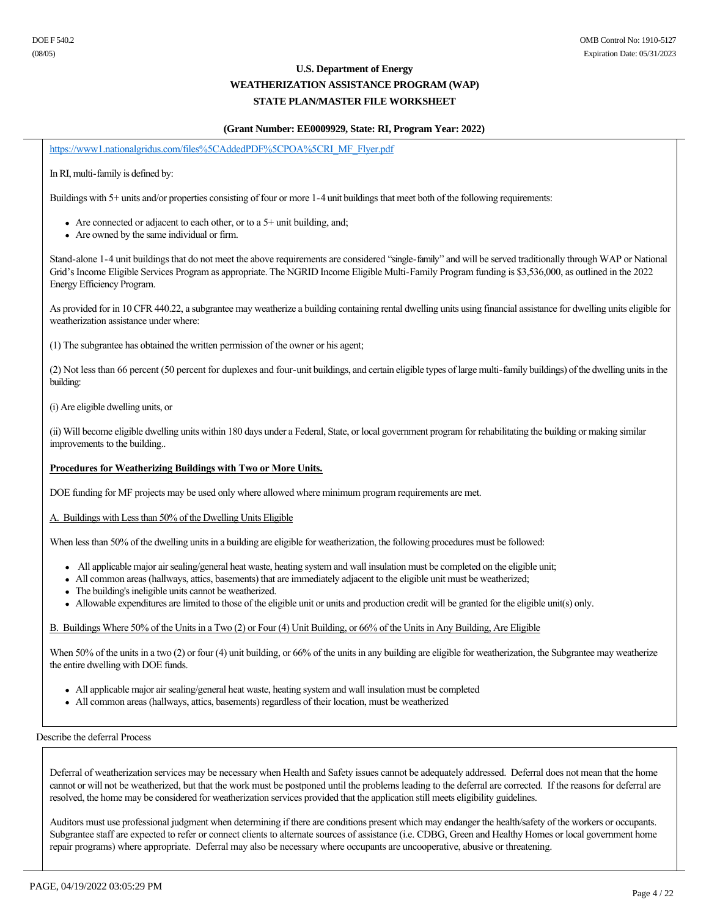https://www1.nationalgridus.com/files%5CAddedPDF%5CPOA%5CRI_MF_Flyer.pdf

In RI, multi-family is defined by:

Buildings with 5+ units and/or properties consisting of four or more 1-4 unit buildings that meet both of the following requirements:

- Are connected or adjacent to each other, or to a 5+ unit building, and;
- Are owned by the same individual or firm.

Stand-alone 1-4 unit buildings that do not meet the above requirements are considered "single-family" and will be served traditionally through WAP or National Grid's Income Eligible Services Program as appropriate. The NGRID Income Eligible Multi-Family Program funding is $3,536,000, as outlined in the 2022 Energy Efficiency Program.

As provided for in 10 CFR 440.22, a subgrantee may weatherize a building containing rental dwelling units using financial assistance for dwelling units eligible for weatherization assistance under where:

(1) The subgrantee has obtained the written permission of the owner or his agent;

(2) Not less than 66 percent (50 percent for duplexes and four-unit buildings, and certain eligible types of large multi-family buildings) of the dwelling units in the building:

(i) Are eligible dwelling units, or

(ii) Will become eligible dwelling units within 180 days under a Federal, State, or local government program for rehabilitating the building or making similar improvements to the building..

**Procedures for Weatherizing Buildings with Two or More Units.**

DOE funding for MF projects may be used only where allowed where minimum program requirements are met.

A. Buildings with Less than 50% of the Dwelling Units Eligible

When less than 50% of the dwelling units in a building are eligible for weatherization, the following procedures must be followed:

- All applicable major air sealing/general heat waste, heating system and wall insulation must be completed on the eligible unit;
- All common areas (hallways, attics, basements) that are immediately adjacent to the eligible unit must be weatherized;
- The building's ineligible units cannot be weatherized.
- Allowable expenditures are limited to those of the eligible unit or units and production credit will be granted for the eligible unit(s) only.

B. Buildings Where 50% of the Units in a Two (2) or Four (4) Unit Building, or 66% of the Units in Any Building, Are Eligible

When 50% of the units in a two (2) or four (4) unit building, or 66% of the units in any building are eligible for weatherization, the Subgrantee may weatherize the entire dwelling with DOE funds.

- All applicable major air sealing/general heat waste, heating system and wall insulation must be completed
- All common areas (hallways, attics, basements) regardless of their location, must be weatherized

Describe the deferral Process

Deferral of weatherization services may be necessary when Health and Safety issues cannot be adequately addressed. Deferral does not mean that the home cannot or will not be weatherized, but that the work must be postponed until the problems leading to the deferral are corrected. If the reasons for deferral are resolved, the home may be considered for weatherization services provided that the application still meets eligibility guidelines.

Auditors must use professional judgment when determining if there are conditions present which may endanger the health/safety of the workers or occupants. Subgrantee staff are expected to refer or connect clients to alternate sources of assistance (i.e. CDBG, Green and Healthy Homes or local government home repair programs) where appropriate. Deferral may also be necessary where occupants are uncooperative, abusive or threatening.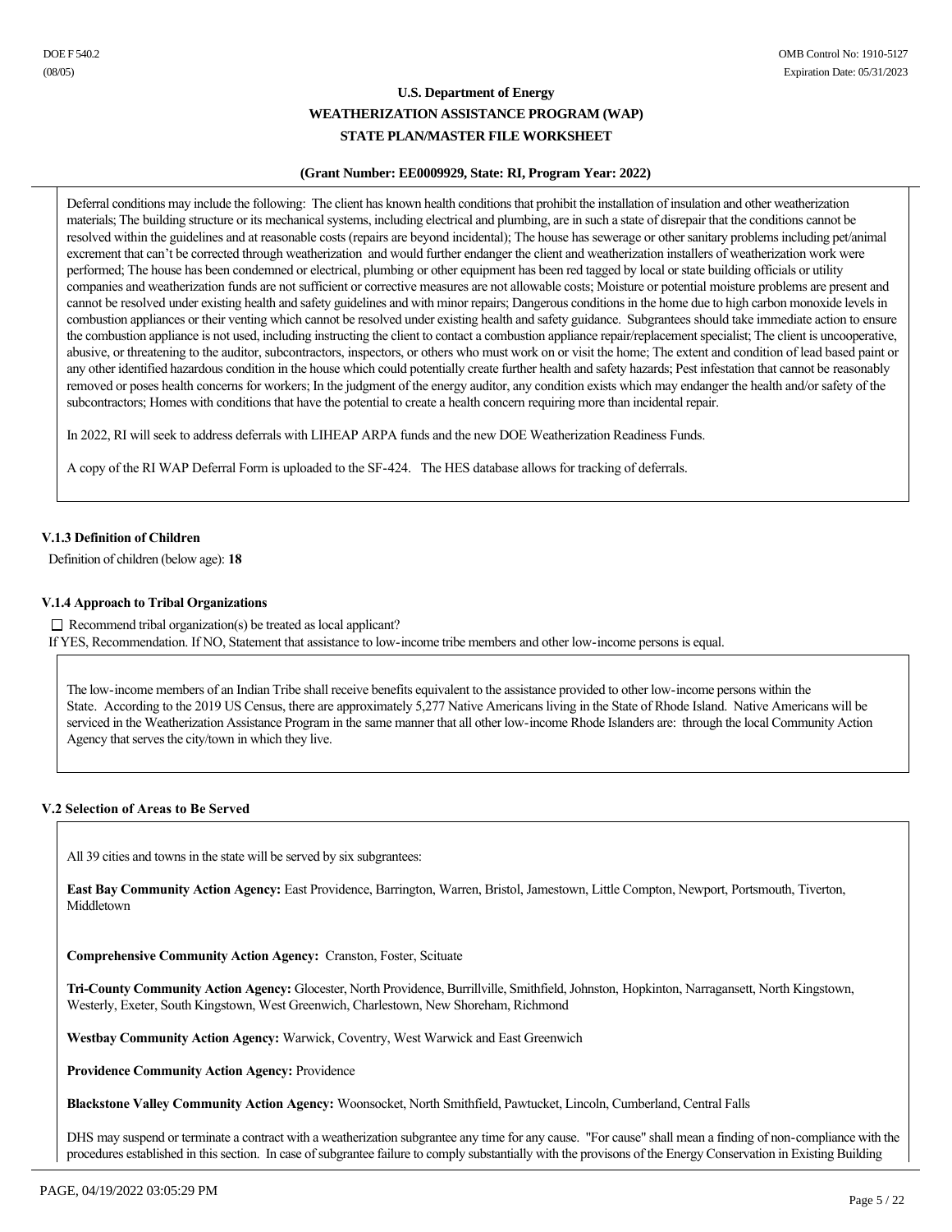Deferral conditions may include the following: The client has known health conditions that prohibit the installation of insulation and other weatherization materials; The building structure or its mechanical systems, including electrical and plumbing, are in such a state of disrepair that the conditions cannot be resolved within the guidelines and at reasonable costs (repairs are beyond incidental); The house has sewerage or other sanitary problems including pet/animal excrement that can't be corrected through weatherization and would further endanger the client and weatherization installers of weatherization work were performed; The house has been condemned or electrical, plumbing or other equipment has been red tagged by local or state building officials or utility companies and weatherization funds are not sufficient or corrective measures are not allowable costs; Moisture or potential moisture problems are present and cannot be resolved under existing health and safety guidelines and with minor repairs; Dangerous conditions in the home due to high carbon monoxide levels in combustion appliances or their venting which cannot be resolved under existing health and safety guidance. Subgrantees should take immediate action to ensure the combustion appliance is not used, including instructing the client to contact a combustion appliance repair/replacement specialist; The client is uncooperative, abusive, or threatening to the auditor, subcontractors, inspectors, or others who must work on or visit the home; The extent and condition of lead based paint or any other identified hazardous condition in the house which could potentially create further health and safety hazards; Pest infestation that cannot be reasonably removed or poses health concerns for workers; In the judgment of the energy auditor, any condition exists which may endanger the health and/or safety of the subcontractors; Homes with conditions that have the potential to create a health concern requiring more than incidental repair.

In 2022, RI will seek to address deferrals with LIHEAP ARPA funds and the new DOE Weatherization Readiness Funds.

A copy of the RI WAP Deferral Form is uploaded to the SF-424. The HES database allows for tracking of deferrals.

### V.1.3 Definition of Children

Definition of children (below age): **18**

### V.1.4 Approach to Tribal Organizations

☐ Recommend tribal organization(s) be treated as local applicant?

If YES, Recommendation. If NO, Statement that assistance to low-income tribe members and other low-income persons is equal.

The low-income members of an Indian Tribe shall receive benefits equivalent to the assistance provided to other low-income persons within the State. According to the 2019 US Census, there are approximately 5,277 Native Americans living in the State of Rhode Island. Native Americans will be serviced in the Weatherization Assistance Program in the same manner that all other low-income Rhode Islanders are: through the local Community Action Agency that serves the city/town in which they live.

### V.2 Selection of Areas to Be Served

All 39 cities and towns in the state will be served by six subgrantees:

**East Bay Community Action Agency:** East Providence, Barrington, Warren, Bristol, Jamestown, Little Compton, Newport, Portsmouth, Tiverton, Middletown

**Comprehensive Community Action Agency:** Cranston, Foster, Scituate

**Tri-County Community Action Agency:** Glocester, North Providence, Burrillville, Smithfield, Johnston, Hopkinton, Narragansett, North Kingstown, Westerly, Exeter, South Kingstown, West Greenwich, Charlestown, New Shoreham, Richmond

**Westbay Community Action Agency:** Warwick, Coventry, West Warwick and East Greenwich

**Providence Community Action Agency:** Providence

**Blackstone Valley Community Action Agency:** Woonsocket, North Smithfield, Pawtucket, Lincoln, Cumberland, Central Falls

DHS may suspend or terminate a contract with a weatherization subgrantee any time for any cause. "For cause" shall mean a finding of non-compliance with the procedures established in this section. In case of subgrantee failure to comply substantially with the provisons of the Energy Conservation in Existing Building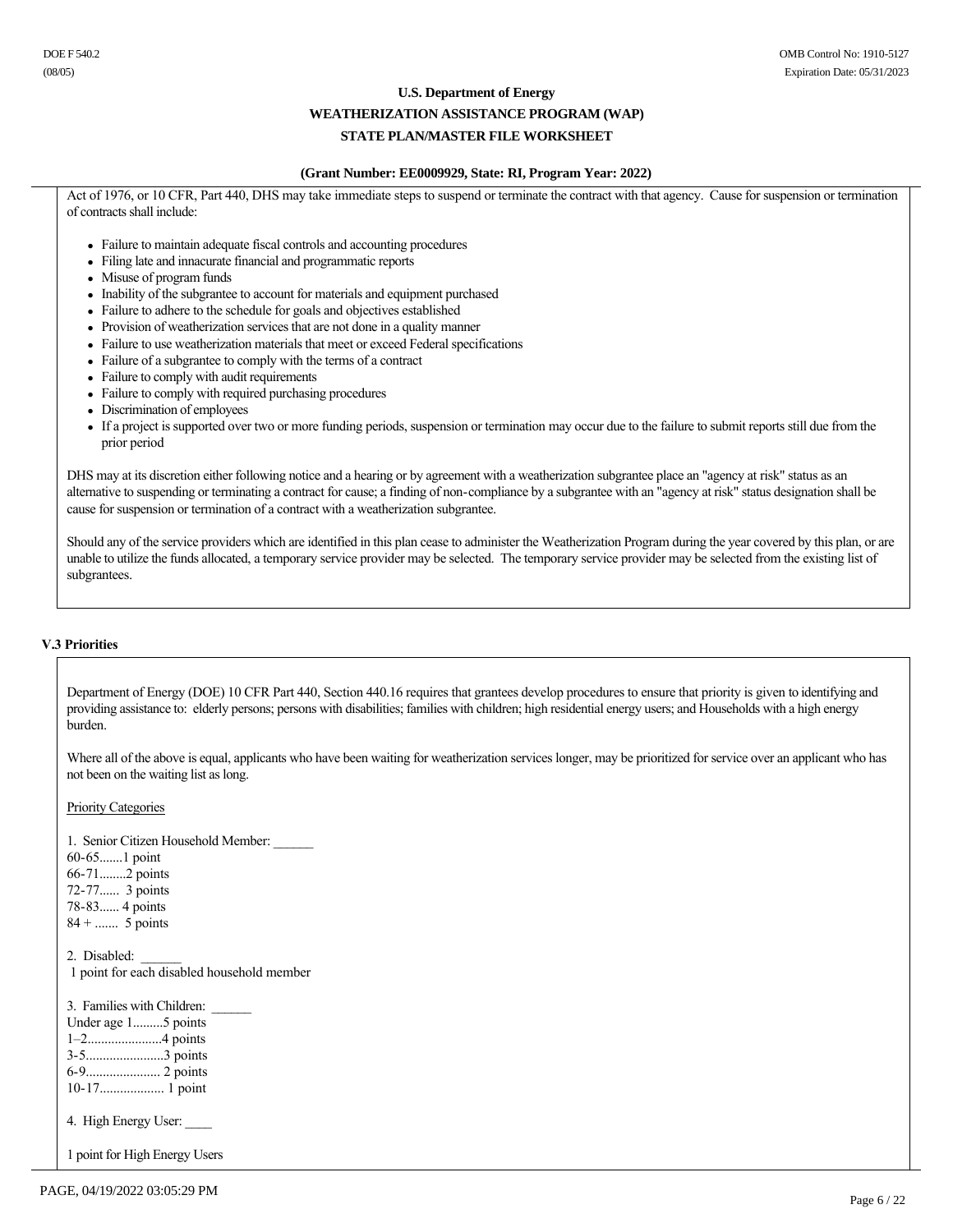Act of 1976, or 10 CFR, Part 440, DHS may take immediate steps to suspend or terminate the contract with that agency. Cause for suspension or termination of contracts shall include:

- Failure to maintain adequate fiscal controls and accounting procedures
- Filing late and innacurate financial and programmatic reports
- Misuse of program funds
- Inability of the subgrantee to account for materials and equipment purchased
- Failure to adhere to the schedule for goals and objectives established
- Provision of weatherization services that are not done in a quality manner
- Failure to use weatherization materials that meet or exceed Federal specifications
- Failure of a subgrantee to comply with the terms of a contract
- Failure to comply with audit requirements
- Failure to comply with required purchasing procedures
- Discrimination of employees
- If a project is supported over two or more funding periods, suspension or termination may occur due to the failure to submit reports still due from the prior period

DHS may at its discretion either following notice and a hearing or by agreement with a weatherization subgrantee place an "agency at risk" status as an alternative to suspending or terminating a contract for cause; a finding of non-compliance by a subgrantee with an "agency at risk" status designation shall be cause for suspension or termination of a contract with a weatherization subgrantee.

Should any of the service providers which are identified in this plan cease to administer the Weatherization Program during the year covered by this plan, or are unable to utilize the funds allocated, a temporary service provider may be selected. The temporary service provider may be selected from the existing list of subgrantees.

### V.3 Priorities

Department of Energy (DOE) 10 CFR Part 440, Section 440.16 requires that grantees develop procedures to ensure that priority is given to identifying and providing assistance to: elderly persons; persons with disabilities; families with children; high residential energy users; and Households with a high energy burden.

Where all of the above is equal, applicants who have been waiting for weatherization services longer, may be prioritized for service over an applicant who has not been on the waiting list as long.

Priority Categories

1. Senior Citizen Household Member: ______
60-65.......1 point
66-71........2 points
72-77...... 3 points
78-83...... 4 points
84 + ....... 5 points

2. Disabled: ______
1 point for each disabled household member

3. Families with Children: ______
Under age 1.........5 points
1–2......................4 points
3-5.......................3 points
6-9...................... 2 points
10-17................... 1 point

4. High Energy User: ____

1 point for High Energy Users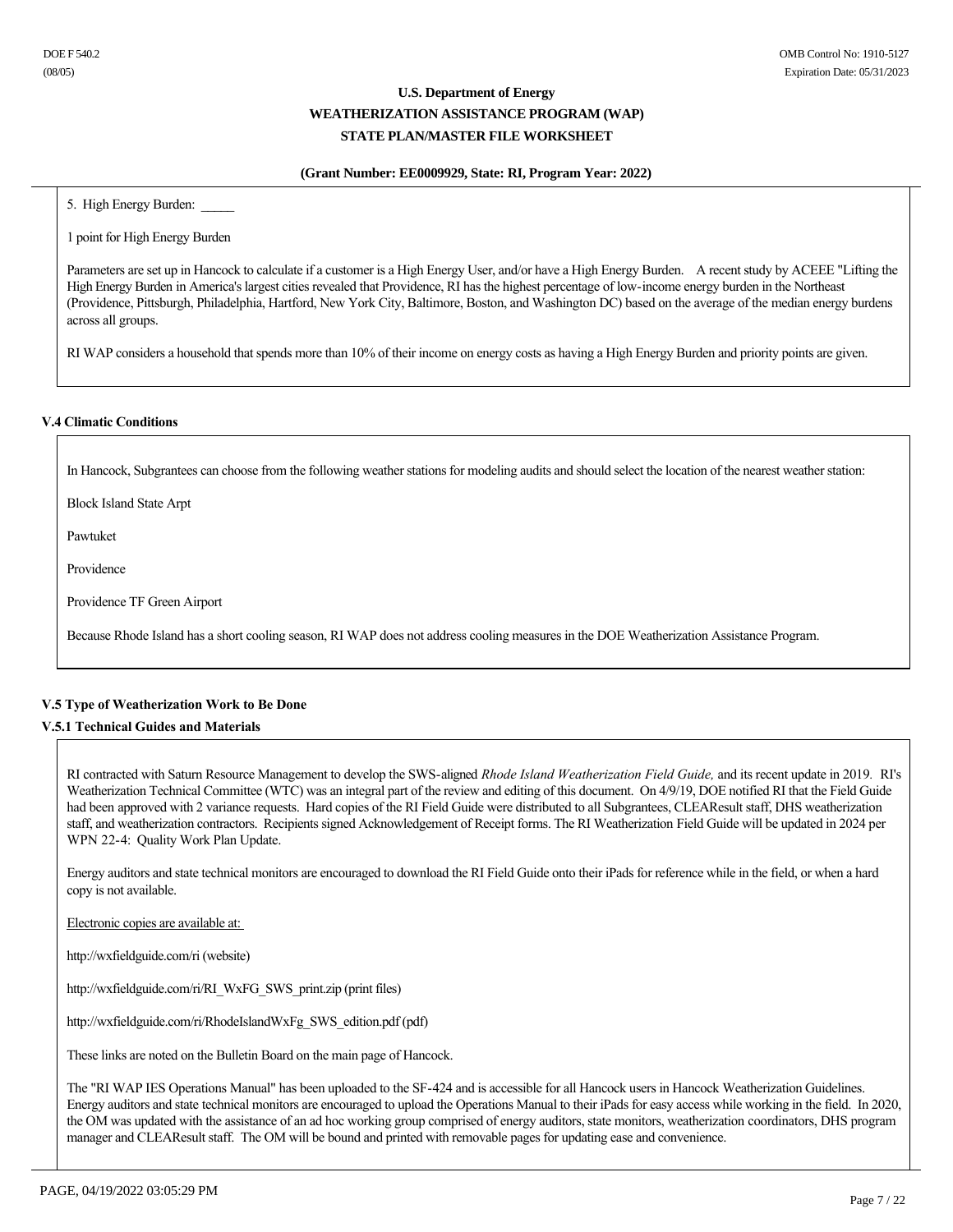5. High Energy Burden: _____

1 point for High Energy Burden

Parameters are set up in Hancock to calculate if a customer is a High Energy User, and/or have a High Energy Burden. A recent study by ACEEE "Lifting the High Energy Burden in America's largest cities revealed that Providence, RI has the highest percentage of low-income energy burden in the Northeast (Providence, Pittsburgh, Philadelphia, Hartford, New York City, Baltimore, Boston, and Washington DC) based on the average of the median energy burdens across all groups.

RI WAP considers a household that spends more than 10% of their income on energy costs as having a High Energy Burden and priority points are given.

### V.4 Climatic Conditions

In Hancock, Subgrantees can choose from the following weather stations for modeling audits and should select the location of the nearest weather station:

Block Island State Arpt

Pawtuket

Providence

Providence TF Green Airport

Because Rhode Island has a short cooling season, RI WAP does not address cooling measures in the DOE Weatherization Assistance Program.

### V.5 Type of Weatherization Work to Be Done

### V.5.1 Technical Guides and Materials

RI contracted with Saturn Resource Management to develop the SWS-aligned *Rhode Island Weatherization Field Guide,* and its recent update in 2019. RI's Weatherization Technical Committee (WTC) was an integral part of the review and editing of this document. On 4/9/19, DOE notified RI that the Field Guide had been approved with 2 variance requests. Hard copies of the RI Field Guide were distributed to all Subgrantees, CLEAResult staff, DHS weatherization staff, and weatherization contractors. Recipients signed Acknowledgement of Receipt forms. The RI Weatherization Field Guide will be updated in 2024 per WPN 22-4: Quality Work Plan Update.

Energy auditors and state technical monitors are encouraged to download the RI Field Guide onto their iPads for reference while in the field, or when a hard copy is not available.

Electronic copies are available at:

http://wxfieldguide.com/ri (website)

http://wxfieldguide.com/ri/RI_WxFG_SWS_print.zip (print files)

http://wxfieldguide.com/ri/RhodeIslandWxFg_SWS_edition.pdf (pdf)

These links are noted on the Bulletin Board on the main page of Hancock.

The "RI WAP IES Operations Manual" has been uploaded to the SF-424 and is accessible for all Hancock users in Hancock Weatherization Guidelines. Energy auditors and state technical monitors are encouraged to upload the Operations Manual to their iPads for easy access while working in the field. In 2020, the OM was updated with the assistance of an ad hoc working group comprised of energy auditors, state monitors, weatherization coordinators, DHS program manager and CLEAResult staff. The OM will be bound and printed with removable pages for updating ease and convenience.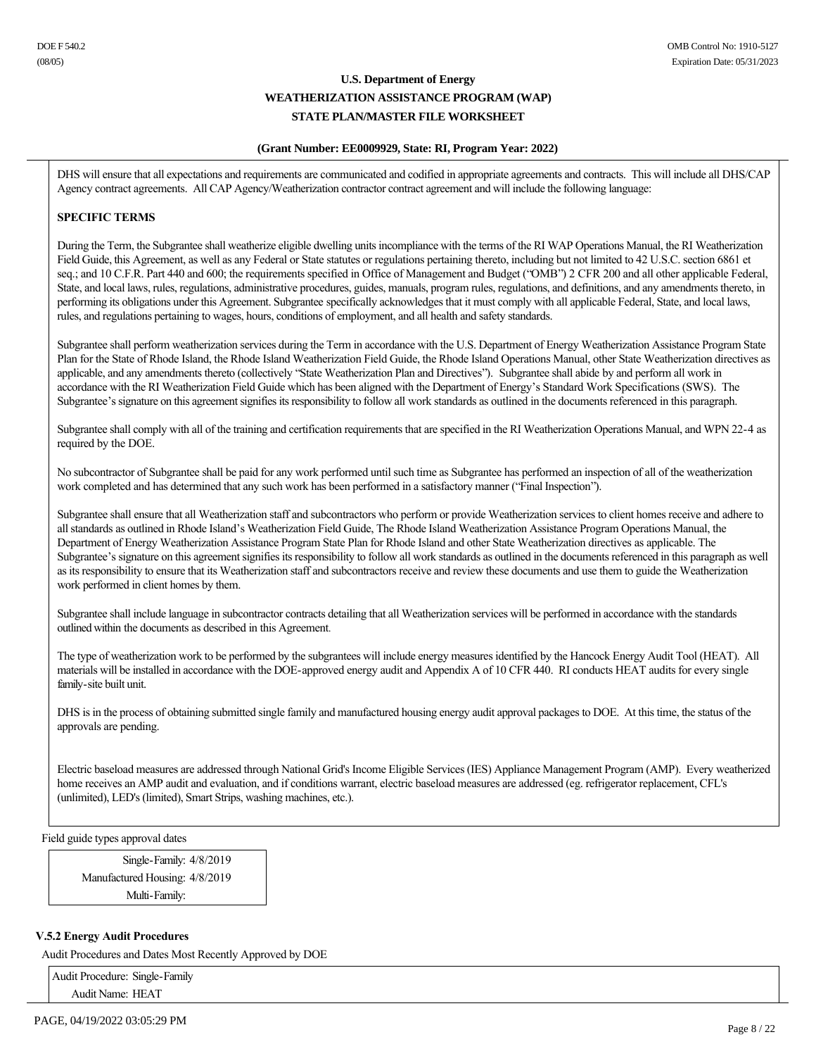DHS will ensure that all expectations and requirements are communicated and codified in appropriate agreements and contracts. This will include all DHS/CAP Agency contract agreements. All CAP Agency/Weatherization contractor contract agreement and will include the following language:

**SPECIFIC TERMS**

During the Term, the Subgrantee shall weatherize eligible dwelling units incompliance with the terms of the RI WAP Operations Manual, the RI Weatherization Field Guide, this Agreement, as well as any Federal or State statutes or regulations pertaining thereto, including but not limited to 42 U.S.C. section 6861 et seq.; and 10 C.F.R. Part 440 and 600; the requirements specified in Office of Management and Budget ("OMB") 2 CFR 200 and all other applicable Federal, State, and local laws, rules, regulations, administrative procedures, guides, manuals, program rules, regulations, and definitions, and any amendments thereto, in performing its obligations under this Agreement. Subgrantee specifically acknowledges that it must comply with all applicable Federal, State, and local laws, rules, and regulations pertaining to wages, hours, conditions of employment, and all health and safety standards.

Subgrantee shall perform weatherization services during the Term in accordance with the U.S. Department of Energy Weatherization Assistance Program State Plan for the State of Rhode Island, the Rhode Island Weatherization Field Guide, the Rhode Island Operations Manual, other State Weatherization directives as applicable, and any amendments thereto (collectively "State Weatherization Plan and Directives"). Subgrantee shall abide by and perform all work in accordance with the RI Weatherization Field Guide which has been aligned with the Department of Energy's Standard Work Specifications (SWS). The Subgrantee's signature on this agreement signifies its responsibility to follow all work standards as outlined in the documents referenced in this paragraph.

Subgrantee shall comply with all of the training and certification requirements that are specified in the RI Weatherization Operations Manual, and WPN 22-4 as required by the DOE.

No subcontractor of Subgrantee shall be paid for any work performed until such time as Subgrantee has performed an inspection of all of the weatherization work completed and has determined that any such work has been performed in a satisfactory manner ("Final Inspection").

Subgrantee shall ensure that all Weatherization staff and subcontractors who perform or provide Weatherization services to client homes receive and adhere to all standards as outlined in Rhode Island's Weatherization Field Guide, The Rhode Island Weatherization Assistance Program Operations Manual, the Department of Energy Weatherization Assistance Program State Plan for Rhode Island and other State Weatherization directives as applicable. The Subgrantee's signature on this agreement signifies its responsibility to follow all work standards as outlined in the documents referenced in this paragraph as well as its responsibility to ensure that its Weatherization staff and subcontractors receive and review these documents and use them to guide the Weatherization work performed in client homes by them.

Subgrantee shall include language in subcontractor contracts detailing that all Weatherization services will be performed in accordance with the standards outlined within the documents as described in this Agreement.

The type of weatherization work to be performed by the subgrantees will include energy measures identified by the Hancock Energy Audit Tool (HEAT). All materials will be installed in accordance with the DOE-approved energy audit and Appendix A of 10 CFR 440. RI conducts HEAT audits for every single family-site built unit.

DHS is in the process of obtaining submitted single family and manufactured housing energy audit approval packages to DOE. At this time, the status of the approvals are pending.

Electric baseload measures are addressed through National Grid's Income Eligible Services (IES) Appliance Management Program (AMP). Every weatherized home receives an AMP audit and evaluation, and if conditions warrant, electric baseload measures are addressed (eg. refrigerator replacement, CFL's (unlimited), LED's (limited), Smart Strips, washing machines, etc.).

Field guide types approval dates

Single-Family: 4/8/2019
Manufactured Housing: 4/8/2019
Multi-Family:

### V.5.2 Energy Audit Procedures

Audit Procedures and Dates Most Recently Approved by DOE

Audit Procedure: Single-Family
Audit Name: HEAT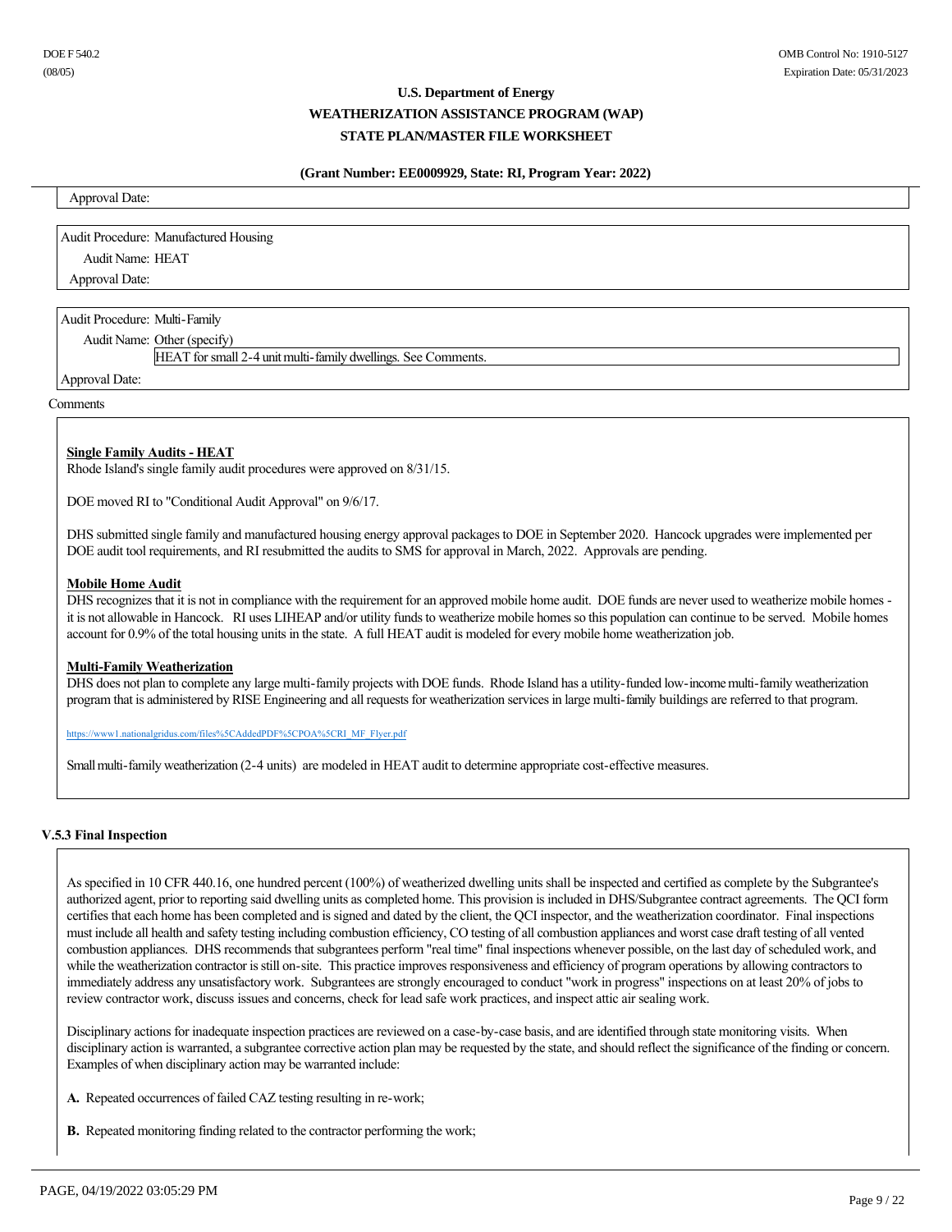Approval Date:

Audit Procedure: Manufactured Housing

Audit Name: HEAT

Approval Date:

Audit Procedure: Multi-Family

Audit Name: Other (specify)

HEAT for small 2-4 unit multi-family dwellings. See Comments.

Approval Date:

Comments

**Single Family Audits - HEAT**

Rhode Island's single family audit procedures were approved on 8/31/15.

DOE moved RI to "Conditional Audit Approval" on 9/6/17.

DHS submitted single family and manufactured housing energy approval packages to DOE in September 2020. Hancock upgrades were implemented per DOE audit tool requirements, and RI resubmitted the audits to SMS for approval in March, 2022. Approvals are pending.

**Mobile Home Audit**

DHS recognizes that it is not in compliance with the requirement for an approved mobile home audit. DOE funds are never used to weatherize mobile homes - it is not allowable in Hancock. RI uses LIHEAP and/or utility funds to weatherize mobile homes so this population can continue to be served. Mobile homes account for 0.9% of the total housing units in the state. A full HEAT audit is modeled for every mobile home weatherization job.

**Multi-Family Weatherization**

DHS does not plan to complete any large multi-family projects with DOE funds. Rhode Island has a utility-funded low-income multi-family weatherization program that is administered by RISE Engineering and all requests for weatherization services in large multi-family buildings are referred to that program.

https://www1.nationalgridus.com/files%5CAddedPDF%5CPOA%5CRI_MF_Flyer.pdf

Small multi-family weatherization (2-4 units) are modeled in HEAT audit to determine appropriate cost-effective measures.

### V.5.3 Final Inspection

As specified in 10 CFR 440.16, one hundred percent (100%) of weatherized dwelling units shall be inspected and certified as complete by the Subgrantee's authorized agent, prior to reporting said dwelling units as completed home. This provision is included in DHS/Subgrantee contract agreements. The QCI form certifies that each home has been completed and is signed and dated by the client, the QCI inspector, and the weatherization coordinator. Final inspections must include all health and safety testing including combustion efficiency, CO testing of all combustion appliances and worst case draft testing of all vented combustion appliances. DHS recommends that subgrantees perform "real time" final inspections whenever possible, on the last day of scheduled work, and while the weatherization contractor is still on-site. This practice improves responsiveness and efficiency of program operations by allowing contractors to immediately address any unsatisfactory work. Subgrantees are strongly encouraged to conduct "work in progress" inspections on at least 20% of jobs to review contractor work, discuss issues and concerns, check for lead safe work practices, and inspect attic air sealing work.

Disciplinary actions for inadequate inspection practices are reviewed on a case-by-case basis, and are identified through state monitoring visits. When disciplinary action is warranted, a subgrantee corrective action plan may be requested by the state, and should reflect the significance of the finding or concern. Examples of when disciplinary action may be warranted include:

**A.** Repeated occurrences of failed CAZ testing resulting in re-work;

**B.** Repeated monitoring finding related to the contractor performing the work;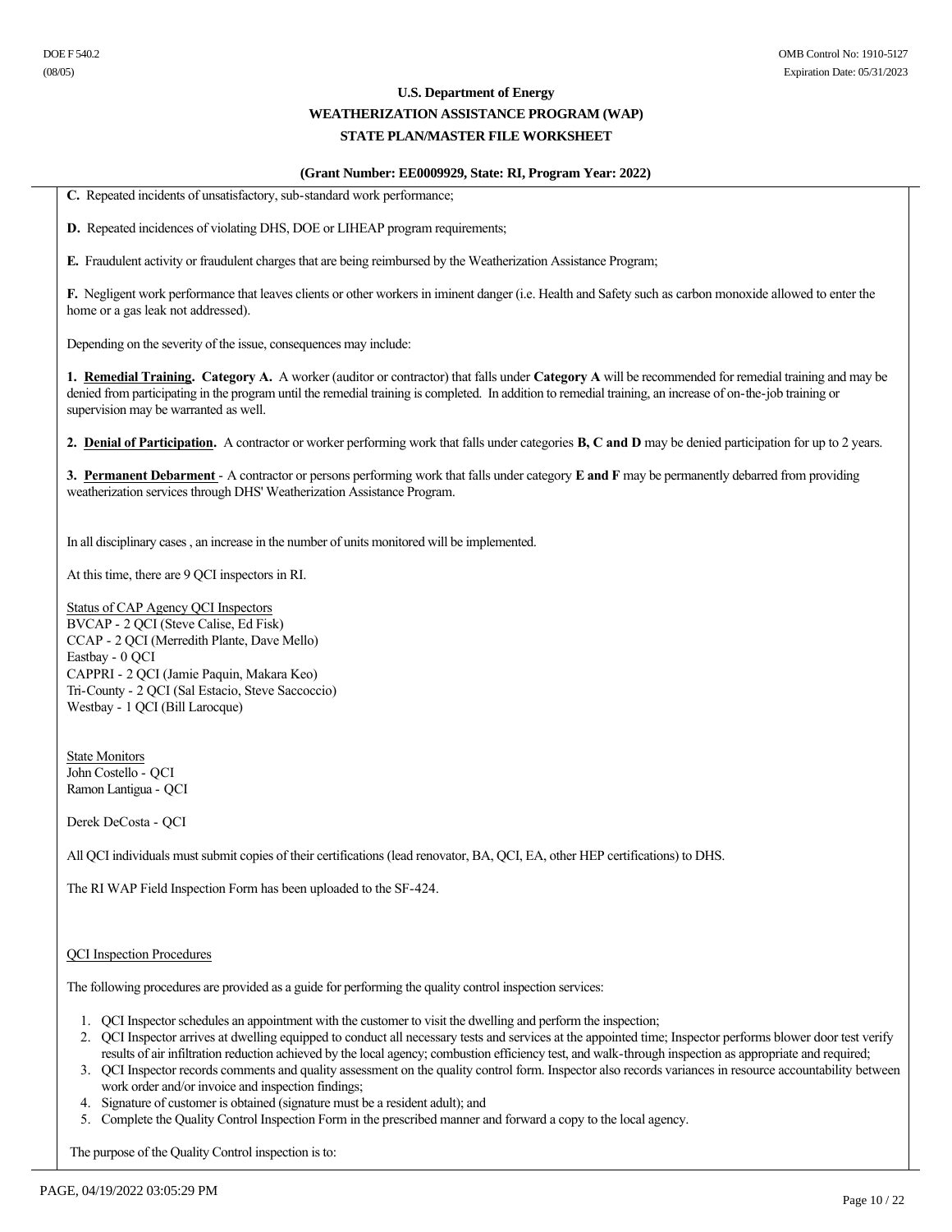**C.** Repeated incidents of unsatisfactory, sub-standard work performance;

**D.** Repeated incidences of violating DHS, DOE or LIHEAP program requirements;

**E.** Fraudulent activity or fraudulent charges that are being reimbursed by the Weatherization Assistance Program;

**F.** Negligent work performance that leaves clients or other workers in iminent danger (i.e. Health and Safety such as carbon monoxide allowed to enter the home or a gas leak not addressed).

Depending on the severity of the issue, consequences may include:

**1. Remedial Training. Category A.** A worker (auditor or contractor) that falls under **Category A** will be recommended for remedial training and may be denied from participating in the program until the remedial training is completed. In addition to remedial training, an increase of on-the-job training or supervision may be warranted as well.

**2. Denial of Participation.** A contractor or worker performing work that falls under categories **B, C and D** may be denied participation for up to 2 years.

**3. Permanent Debarment** - A contractor or persons performing work that falls under category **E and F** may be permanently debarred from providing weatherization services through DHS' Weatherization Assistance Program.

In all disciplinary cases , an increase in the number of units monitored will be implemented.

At this time, there are 9 QCI inspectors in RI.

Status of CAP Agency QCI Inspectors
BVCAP - 2 QCI (Steve Calise, Ed Fisk)
CCAP - 2 QCI (Merredith Plante, Dave Mello)
Eastbay - 0 QCI
CAPPRI - 2 QCI (Jamie Paquin, Makara Keo)
Tri-County - 2 QCI (Sal Estacio, Steve Saccoccio)
Westbay - 1 QCI (Bill Larocque)

State Monitors
John Costello - QCI
Ramon Lantigua - QCI

Derek DeCosta - QCI

All QCI individuals must submit copies of their certifications (lead renovator, BA, QCI, EA, other HEP certifications) to DHS.

The RI WAP Field Inspection Form has been uploaded to the SF-424.

QCI Inspection Procedures

The following procedures are provided as a guide for performing the quality control inspection services:

1. QCI Inspector schedules an appointment with the customer to visit the dwelling and perform the inspection;
2. QCI Inspector arrives at dwelling equipped to conduct all necessary tests and services at the appointed time; Inspector performs blower door test verify results of air infiltration reduction achieved by the local agency; combustion efficiency test, and walk-through inspection as appropriate and required;
3. QCI Inspector records comments and quality assessment on the quality control form. Inspector also records variances in resource accountability between work order and/or invoice and inspection findings;
4. Signature of customer is obtained (signature must be a resident adult); and
5. Complete the Quality Control Inspection Form in the prescribed manner and forward a copy to the local agency.

The purpose of the Quality Control inspection is to: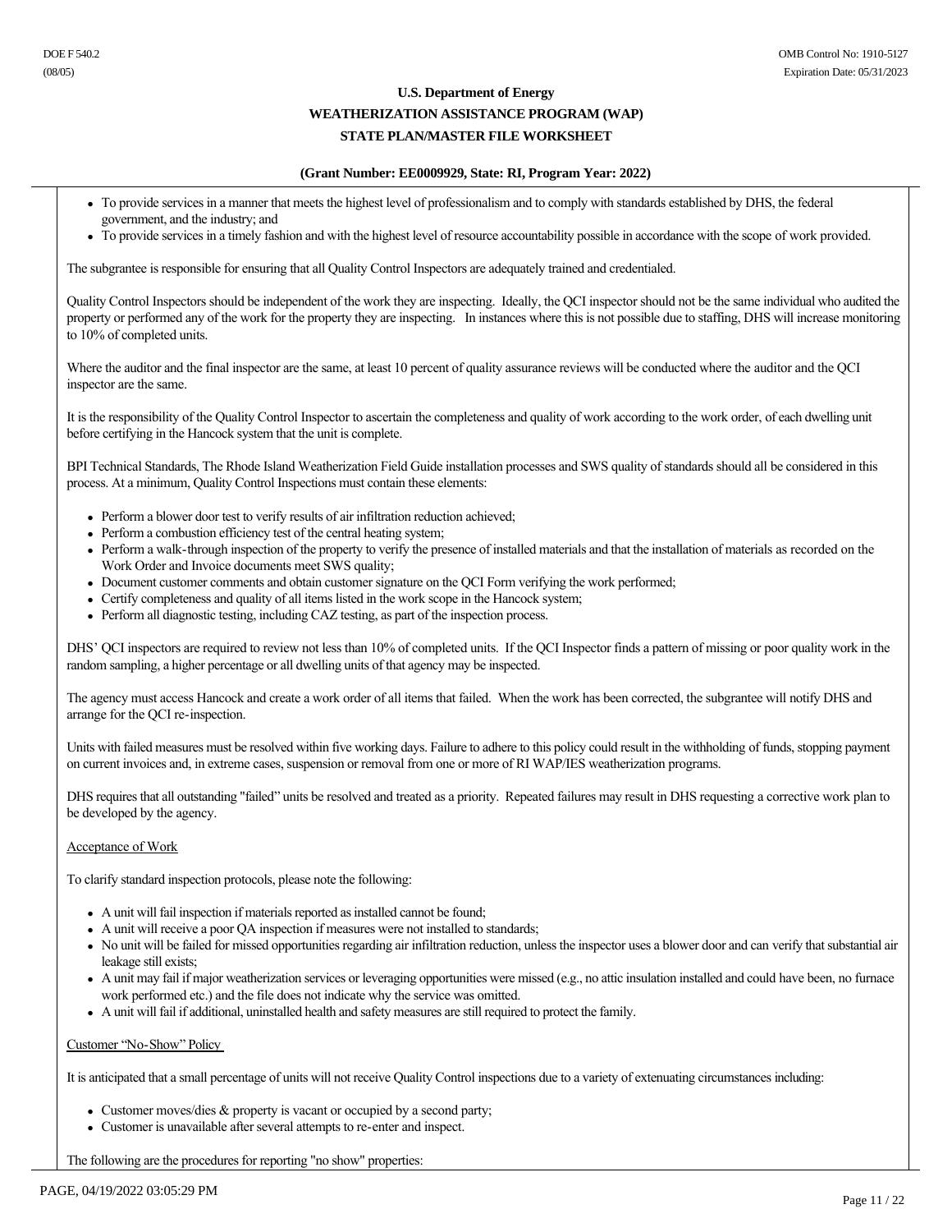- To provide services in a manner that meets the highest level of professionalism and to comply with standards established by DHS, the federal government, and the industry; and
- To provide services in a timely fashion and with the highest level of resource accountability possible in accordance with the scope of work provided.

The subgrantee is responsible for ensuring that all Quality Control Inspectors are adequately trained and credentialed.

Quality Control Inspectors should be independent of the work they are inspecting. Ideally, the QCI inspector should not be the same individual who audited the property or performed any of the work for the property they are inspecting. In instances where this is not possible due to staffing, DHS will increase monitoring to 10% of completed units.

Where the auditor and the final inspector are the same, at least 10 percent of quality assurance reviews will be conducted where the auditor and the QCI inspector are the same.

It is the responsibility of the Quality Control Inspector to ascertain the completeness and quality of work according to the work order, of each dwelling unit before certifying in the Hancock system that the unit is complete.

BPI Technical Standards, The Rhode Island Weatherization Field Guide installation processes and SWS quality of standards should all be considered in this process. At a minimum, Quality Control Inspections must contain these elements:

- Perform a blower door test to verify results of air infiltration reduction achieved;
- Perform a combustion efficiency test of the central heating system;
- Perform a walk-through inspection of the property to verify the presence of installed materials and that the installation of materials as recorded on the Work Order and Invoice documents meet SWS quality;
- Document customer comments and obtain customer signature on the QCI Form verifying the work performed;
- Certify completeness and quality of all items listed in the work scope in the Hancock system;
- Perform all diagnostic testing, including CAZ testing, as part of the inspection process.

DHS' QCI inspectors are required to review not less than 10% of completed units. If the QCI Inspector finds a pattern of missing or poor quality work in the random sampling, a higher percentage or all dwelling units of that agency may be inspected.

The agency must access Hancock and create a work order of all items that failed. When the work has been corrected, the subgrantee will notify DHS and arrange for the QCI re-inspection.

Units with failed measures must be resolved within five working days. Failure to adhere to this policy could result in the withholding of funds, stopping payment on current invoices and, in extreme cases, suspension or removal from one or more of RI WAP/IES weatherization programs.

DHS requires that all outstanding "failed" units be resolved and treated as a priority. Repeated failures may result in DHS requesting a corrective work plan to be developed by the agency.

Acceptance of Work

To clarify standard inspection protocols, please note the following:

- A unit will fail inspection if materials reported as installed cannot be found;
- A unit will receive a poor QA inspection if measures were not installed to standards;
- No unit will be failed for missed opportunities regarding air infiltration reduction, unless the inspector uses a blower door and can verify that substantial air leakage still exists;
- A unit may fail if major weatherization services or leveraging opportunities were missed (e.g., no attic insulation installed and could have been, no furnace work performed etc.) and the file does not indicate why the service was omitted.
- A unit will fail if additional, uninstalled health and safety measures are still required to protect the family.

Customer "No-Show" Policy

It is anticipated that a small percentage of units will not receive Quality Control inspections due to a variety of extenuating circumstances including:

- Customer moves/dies & property is vacant or occupied by a second party;
- Customer is unavailable after several attempts to re-enter and inspect.

The following are the procedures for reporting "no show" properties: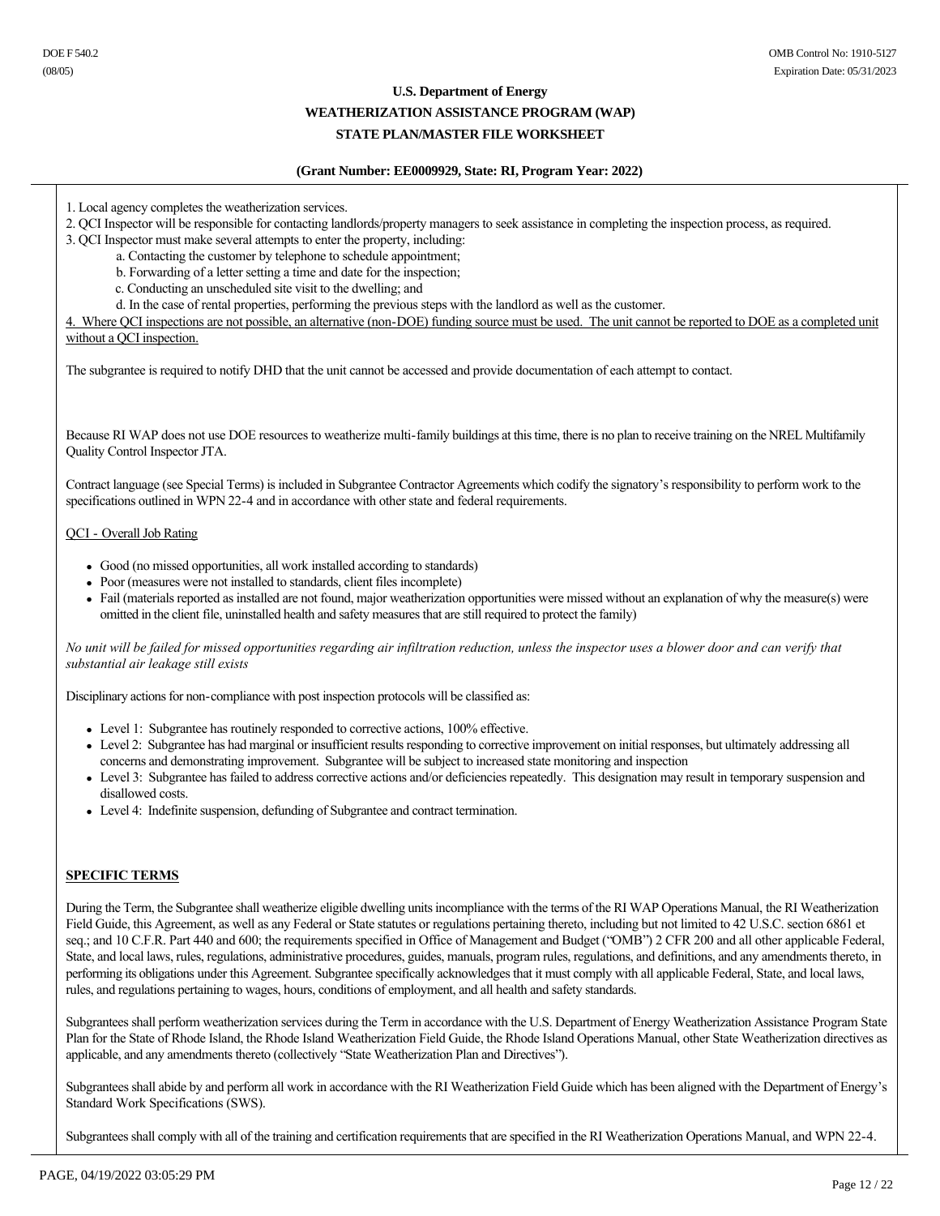1. Local agency completes the weatherization services.
2. QCI Inspector will be responsible for contacting landlords/property managers to seek assistance in completing the inspection process, as required.
3. QCI Inspector must make several attempts to enter the property, including:
    a. Contacting the customer by telephone to schedule appointment;
    b. Forwarding of a letter setting a time and date for the inspection;
    c. Conducting an unscheduled site visit to the dwelling; and
    d. In the case of rental properties, performing the previous steps with the landlord as well as the customer.
4. Where QCI inspections are not possible, an alternative (non-DOE) funding source must be used. The unit cannot be reported to DOE as a completed unit without a QCI inspection.

The subgrantee is required to notify DHD that the unit cannot be accessed and provide documentation of each attempt to contact.

Because RI WAP does not use DOE resources to weatherize multi-family buildings at this time, there is no plan to receive training on the NREL Multifamily Quality Control Inspector JTA.

Contract language (see Special Terms) is included in Subgrantee Contractor Agreements which codify the signatory's responsibility to perform work to the specifications outlined in WPN 22-4 and in accordance with other state and federal requirements.

QCI - Overall Job Rating

- Good (no missed opportunities, all work installed according to standards)
- Poor (measures were not installed to standards, client files incomplete)
- Fail (materials reported as installed are not found, major weatherization opportunities were missed without an explanation of why the measure(s) were omitted in the client file, uninstalled health and safety measures that are still required to protect the family)

*No unit will be failed for missed opportunities regarding air infiltration reduction, unless the inspector uses a blower door and can verify that substantial air leakage still exists*

Disciplinary actions for non-compliance with post inspection protocols will be classified as:

- Level 1: Subgrantee has routinely responded to corrective actions, 100% effective.
- Level 2: Subgrantee has had marginal or insufficient results responding to corrective improvement on initial responses, but ultimately addressing all concerns and demonstrating improvement. Subgrantee will be subject to increased state monitoring and inspection
- Level 3: Subgrantee has failed to address corrective actions and/or deficiencies repeatedly. This designation may result in temporary suspension and disallowed costs.
- Level 4: Indefinite suspension, defunding of Subgrantee and contract termination.

**SPECIFIC TERMS**

During the Term, the Subgrantee shall weatherize eligible dwelling units incompliance with the terms of the RI WAP Operations Manual, the RI Weatherization Field Guide, this Agreement, as well as any Federal or State statutes or regulations pertaining thereto, including but not limited to 42 U.S.C. section 6861 et seq.; and 10 C.F.R. Part 440 and 600; the requirements specified in Office of Management and Budget ("OMB") 2 CFR 200 and all other applicable Federal, State, and local laws, rules, regulations, administrative procedures, guides, manuals, program rules, regulations, and definitions, and any amendments thereto, in performing its obligations under this Agreement. Subgrantee specifically acknowledges that it must comply with all applicable Federal, State, and local laws, rules, and regulations pertaining to wages, hours, conditions of employment, and all health and safety standards.

Subgrantees shall perform weatherization services during the Term in accordance with the U.S. Department of Energy Weatherization Assistance Program State Plan for the State of Rhode Island, the Rhode Island Weatherization Field Guide, the Rhode Island Operations Manual, other State Weatherization directives as applicable, and any amendments thereto (collectively "State Weatherization Plan and Directives").

Subgrantees shall abide by and perform all work in accordance with the RI Weatherization Field Guide which has been aligned with the Department of Energy's Standard Work Specifications (SWS).

Subgrantees shall comply with all of the training and certification requirements that are specified in the RI Weatherization Operations Manual, and WPN 22-4.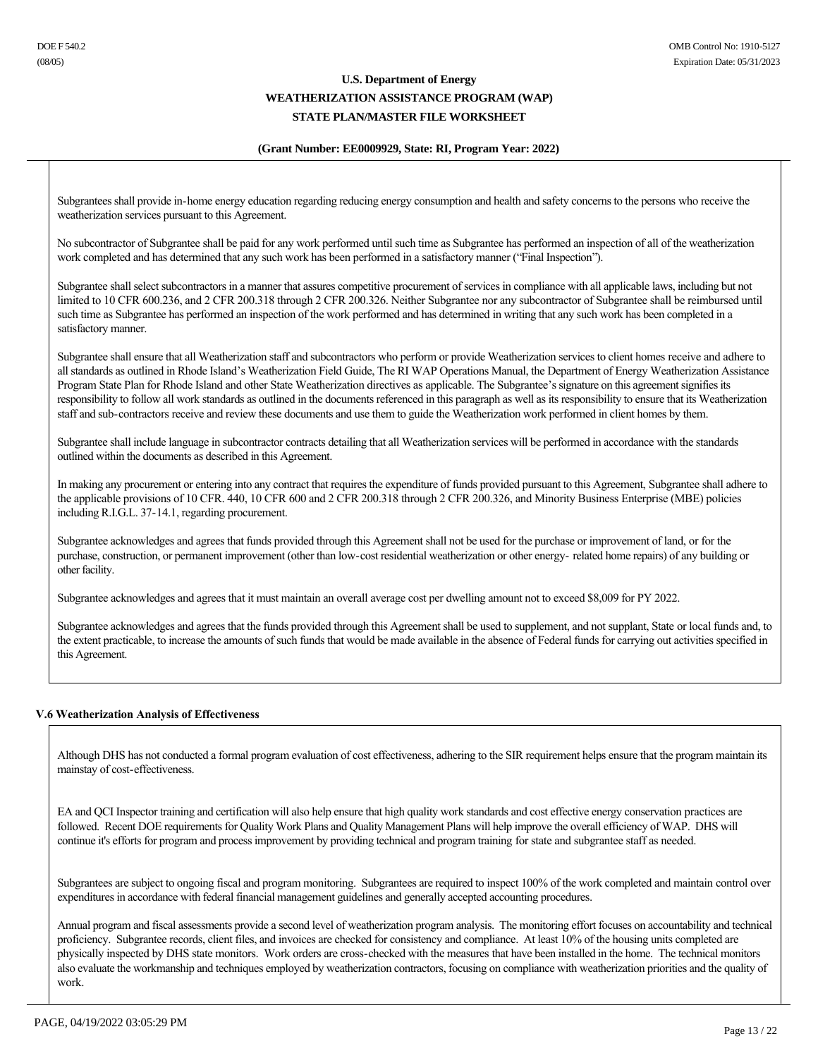Subgrantees shall provide in-home energy education regarding reducing energy consumption and health and safety concerns to the persons who receive the weatherization services pursuant to this Agreement.

No subcontractor of Subgrantee shall be paid for any work performed until such time as Subgrantee has performed an inspection of all of the weatherization work completed and has determined that any such work has been performed in a satisfactory manner ("Final Inspection").

Subgrantee shall select subcontractors in a manner that assures competitive procurement of services in compliance with all applicable laws, including but not limited to 10 CFR 600.236, and 2 CFR 200.318 through 2 CFR 200.326. Neither Subgrantee nor any subcontractor of Subgrantee shall be reimbursed until such time as Subgrantee has performed an inspection of the work performed and has determined in writing that any such work has been completed in a satisfactory manner.

Subgrantee shall ensure that all Weatherization staff and subcontractors who perform or provide Weatherization services to client homes receive and adhere to all standards as outlined in Rhode Island's Weatherization Field Guide, The RI WAP Operations Manual, the Department of Energy Weatherization Assistance Program State Plan for Rhode Island and other State Weatherization directives as applicable. The Subgrantee's signature on this agreement signifies its responsibility to follow all work standards as outlined in the documents referenced in this paragraph as well as its responsibility to ensure that its Weatherization staff and sub-contractors receive and review these documents and use them to guide the Weatherization work performed in client homes by them.

Subgrantee shall include language in subcontractor contracts detailing that all Weatherization services will be performed in accordance with the standards outlined within the documents as described in this Agreement.

In making any procurement or entering into any contract that requires the expenditure of funds provided pursuant to this Agreement, Subgrantee shall adhere to the applicable provisions of 10 CFR. 440, 10 CFR 600 and 2 CFR 200.318 through 2 CFR 200.326, and Minority Business Enterprise (MBE) policies including R.I.G.L. 37-14.1, regarding procurement.

Subgrantee acknowledges and agrees that funds provided through this Agreement shall not be used for the purchase or improvement of land, or for the purchase, construction, or permanent improvement (other than low-cost residential weatherization or other energy- related home repairs) of any building or other facility.

Subgrantee acknowledges and agrees that it must maintain an overall average cost per dwelling amount not to exceed $8,009 for PY 2022.

Subgrantee acknowledges and agrees that the funds provided through this Agreement shall be used to supplement, and not supplant, State or local funds and, to the extent practicable, to increase the amounts of such funds that would be made available in the absence of Federal funds for carrying out activities specified in this Agreement.

### V.6 Weatherization Analysis of Effectiveness

Although DHS has not conducted a formal program evaluation of cost effectiveness, adhering to the SIR requirement helps ensure that the program maintain its mainstay of cost-effectiveness.

EA and QCI Inspector training and certification will also help ensure that high quality work standards and cost effective energy conservation practices are followed. Recent DOE requirements for Quality Work Plans and Quality Management Plans will help improve the overall efficiency of WAP. DHS will continue it's efforts for program and process improvement by providing technical and program training for state and subgrantee staff as needed.

Subgrantees are subject to ongoing fiscal and program monitoring. Subgrantees are required to inspect 100% of the work completed and maintain control over expenditures in accordance with federal financial management guidelines and generally accepted accounting procedures.

Annual program and fiscal assessments provide a second level of weatherization program analysis. The monitoring effort focuses on accountability and technical proficiency. Subgrantee records, client files, and invoices are checked for consistency and compliance. At least 10% of the housing units completed are physically inspected by DHS state monitors. Work orders are cross-checked with the measures that have been installed in the home. The technical monitors also evaluate the workmanship and techniques employed by weatherization contractors, focusing on compliance with weatherization priorities and the quality of work.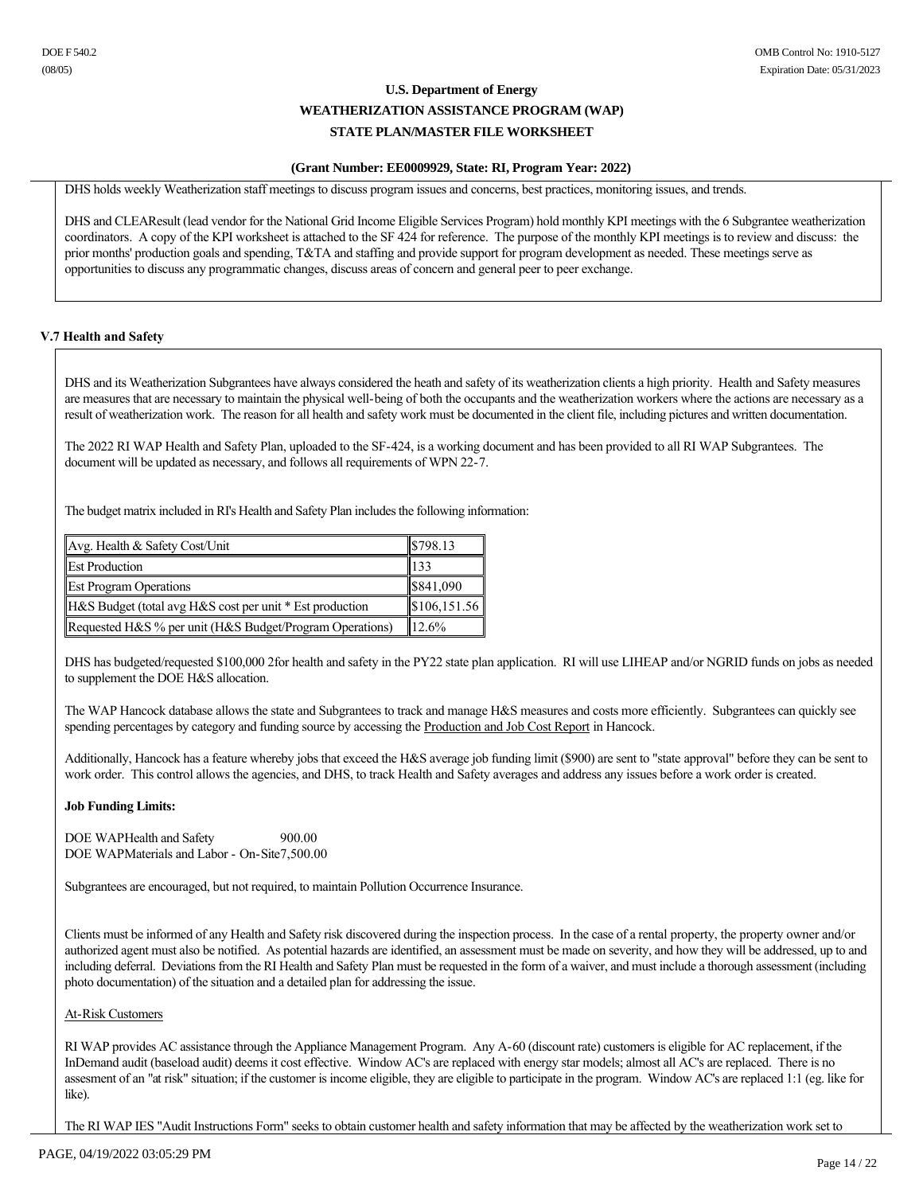DHS holds weekly Weatherization staff meetings to discuss program issues and concerns, best practices, monitoring issues, and trends.

DHS and CLEAResult (lead vendor for the National Grid Income Eligible Services Program) hold monthly KPI meetings with the 6 Subgrantee weatherization coordinators. A copy of the KPI worksheet is attached to the SF 424 for reference. The purpose of the monthly KPI meetings is to review and discuss: the prior months' production goals and spending, T&TA and staffing and provide support for program development as needed. These meetings serve as opportunities to discuss any programmatic changes, discuss areas of concern and general peer to peer exchange.

### V.7 Health and Safety

DHS and its Weatherization Subgrantees have always considered the heath and safety of its weatherization clients a high priority. Health and Safety measures are measures that are necessary to maintain the physical well-being of both the occupants and the weatherization workers where the actions are necessary as a result of weatherization work. The reason for all health and safety work must be documented in the client file, including pictures and written documentation.

The 2022 RI WAP Health and Safety Plan, uploaded to the SF-424, is a working document and has been provided to all RI WAP Subgrantees. The document will be updated as necessary, and follows all requirements of WPN 22-7.

The budget matrix included in RI's Health and Safety Plan includes the following information:

| Avg. Health & Safety Cost/Unit | $798.13 |
|---|---|
| Est Production | 133 |
| Est Program Operations | $841,090 |
| H&S Budget (total avg H&S cost per unit * Est production | $106,151.56 |
| Requested H&S % per unit (H&S Budget/Program Operations) | 12.6% |

DHS has budgeted/requested $100,000 2for health and safety in the PY22 state plan application. RI will use LIHEAP and/or NGRID funds on jobs as needed to supplement the DOE H&S allocation.

The WAP Hancock database allows the state and Subgrantees to track and manage H&S measures and costs more efficiently. Subgrantees can quickly see spending percentages by category and funding source by accessing the Production and Job Cost Report in Hancock.

Additionally, Hancock has a feature whereby jobs that exceed the H&S average job funding limit ($900) are sent to "state approval" before they can be sent to work order. This control allows the agencies, and DHS, to track Health and Safety averages and address any issues before a work order is created.

**Job Funding Limits:**

DOE WAPHealth and Safety 900.00
DOE WAPMaterials and Labor - On-Site7,500.00

Subgrantees are encouraged, but not required, to maintain Pollution Occurrence Insurance.

Clients must be informed of any Health and Safety risk discovered during the inspection process. In the case of a rental property, the property owner and/or authorized agent must also be notified. As potential hazards are identified, an assessment must be made on severity, and how they will be addressed, up to and including deferral. Deviations from the RI Health and Safety Plan must be requested in the form of a waiver, and must include a thorough assessment (including photo documentation) of the situation and a detailed plan for addressing the issue.

At-Risk Customers

RI WAP provides AC assistance through the Appliance Management Program. Any A-60 (discount rate) customers is eligible for AC replacement, if the InDemand audit (baseload audit) deems it cost effective. Window AC's are replaced with energy star models; almost all AC's are replaced. There is no assesment of an "at risk" situation; if the customer is income eligible, they are eligible to participate in the program. Window AC's are replaced 1:1 (eg. like for like).

The RI WAP IES "Audit Instructions Form" seeks to obtain customer health and safety information that may be affected by the weatherization work set to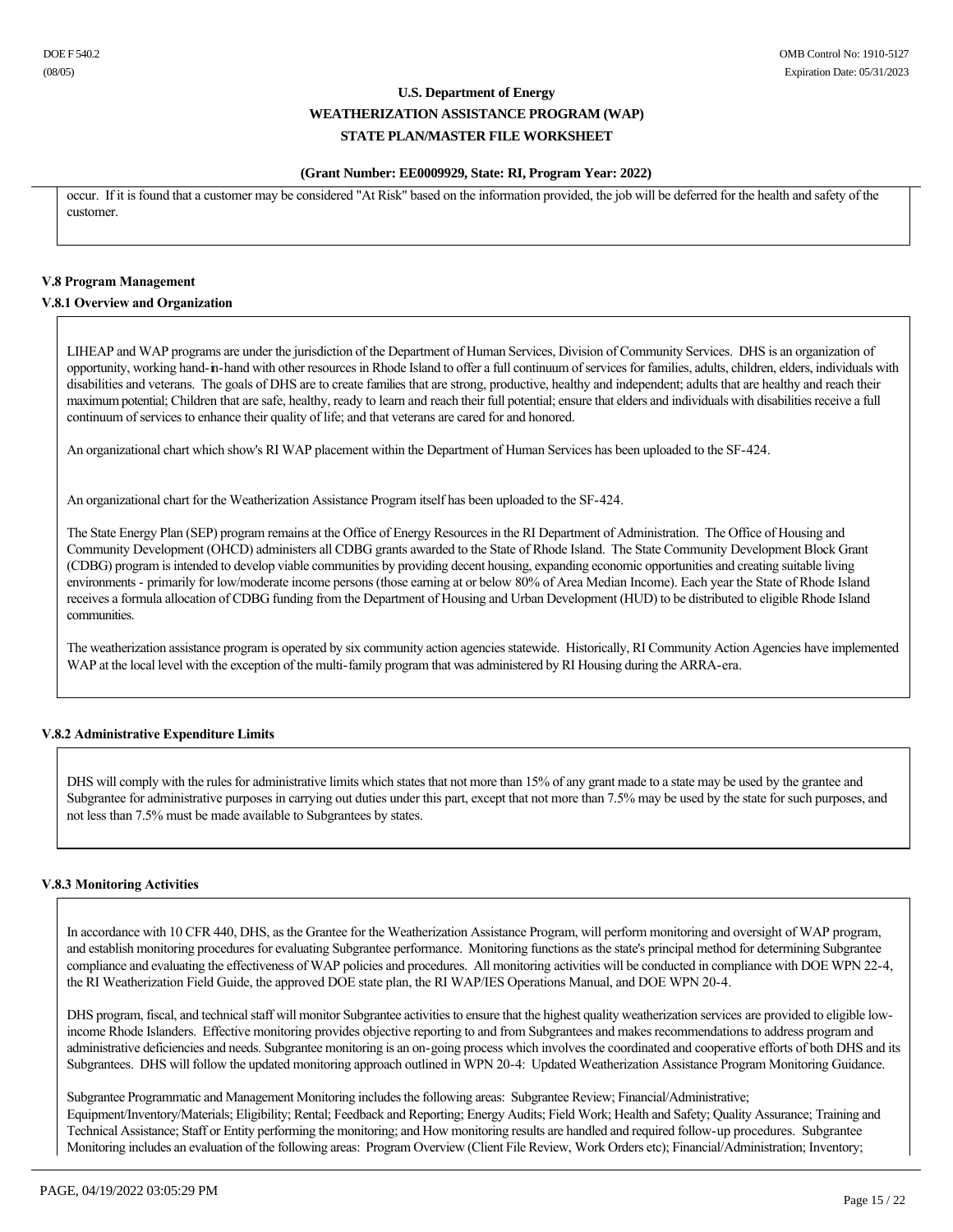occur. If it is found that a customer may be considered "At Risk" based on the information provided, the job will be deferred for the health and safety of the customer.

### V.8 Program Management

#### V.8.1 Overview and Organization

LIHEAP and WAP programs are under the jurisdiction of the Department of Human Services, Division of Community Services. DHS is an organization of opportunity, working hand-in-hand with other resources in Rhode Island to offer a full continuum of services for families, adults, children, elders, individuals with disabilities and veterans. The goals of DHS are to create families that are strong, productive, healthy and independent; adults that are healthy and reach their maximum potential; Children that are safe, healthy, ready to learn and reach their full potential; ensure that elders and individuals with disabilities receive a full continuum of services to enhance their quality of life; and that veterans are cared for and honored.

An organizational chart which show's RI WAP placement within the Department of Human Services has been uploaded to the SF-424.

An organizational chart for the Weatherization Assistance Program itself has been uploaded to the SF-424.

The State Energy Plan (SEP) program remains at the Office of Energy Resources in the RI Department of Administration. The Office of Housing and Community Development (OHCD) administers all CDBG grants awarded to the State of Rhode Island. The State Community Development Block Grant (CDBG) program is intended to develop viable communities by providing decent housing, expanding economic opportunities and creating suitable living environments - primarily for low/moderate income persons (those earning at or below 80% of Area Median Income). Each year the State of Rhode Island receives a formula allocation of CDBG funding from the Department of Housing and Urban Development (HUD) to be distributed to eligible Rhode Island communities.

The weatherization assistance program is operated by six community action agencies statewide. Historically, RI Community Action Agencies have implemented WAP at the local level with the exception of the multi-family program that was administered by RI Housing during the ARRA-era.

#### V.8.2 Administrative Expenditure Limits

DHS will comply with the rules for administrative limits which states that not more than 15% of any grant made to a state may be used by the grantee and Subgrantee for administrative purposes in carrying out duties under this part, except that not more than 7.5% may be used by the state for such purposes, and not less than 7.5% must be made available to Subgrantees by states.

#### V.8.3 Monitoring Activities

In accordance with 10 CFR 440, DHS, as the Grantee for the Weatherization Assistance Program, will perform monitoring and oversight of WAP program, and establish monitoring procedures for evaluating Subgrantee performance. Monitoring functions as the state's principal method for determining Subgrantee compliance and evaluating the effectiveness of WAP policies and procedures. All monitoring activities will be conducted in compliance with DOE WPN 22-4, the RI Weatherization Field Guide, the approved DOE state plan, the RI WAP/IES Operations Manual, and DOE WPN 20-4.

DHS program, fiscal, and technical staff will monitor Subgrantee activities to ensure that the highest quality weatherization services are provided to eligible low-income Rhode Islanders. Effective monitoring provides objective reporting to and from Subgrantees and makes recommendations to address program and administrative deficiencies and needs. Subgrantee monitoring is an on-going process which involves the coordinated and cooperative efforts of both DHS and its Subgrantees. DHS will follow the updated monitoring approach outlined in WPN 20-4: Updated Weatherization Assistance Program Monitoring Guidance.

Subgrantee Programmatic and Management Monitoring includes the following areas: Subgrantee Review; Financial/Administrative; Equipment/Inventory/Materials; Eligibility; Rental; Feedback and Reporting; Energy Audits; Field Work; Health and Safety; Quality Assurance; Training and Technical Assistance; Staff or Entity performing the monitoring; and How monitoring results are handled and required follow-up procedures. Subgrantee Monitoring includes an evaluation of the following areas: Program Overview (Client File Review, Work Orders etc); Financial/Administration; Inventory;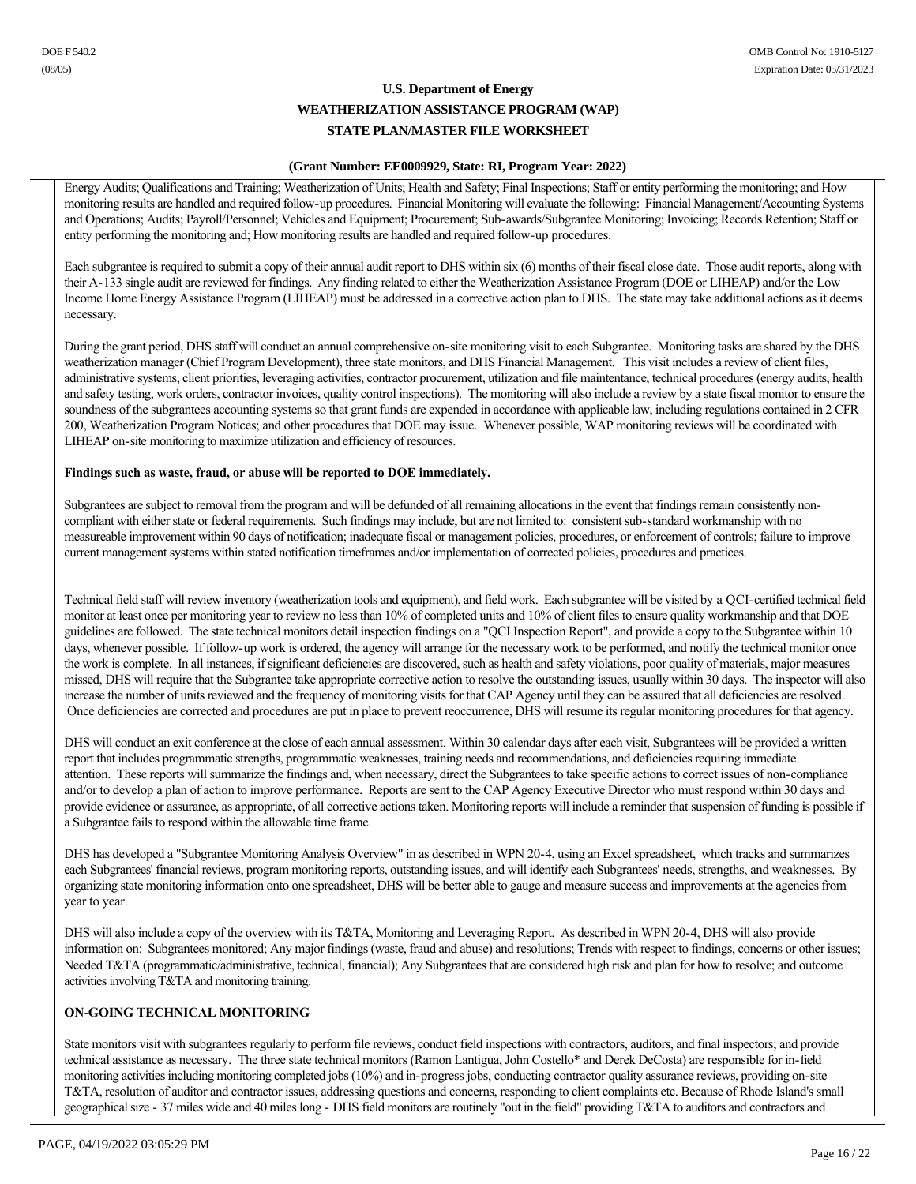Energy Audits; Qualifications and Training; Weatherization of Units; Health and Safety; Final Inspections; Staff or entity performing the monitoring; and How monitoring results are handled and required follow-up procedures. Financial Monitoring will evaluate the following: Financial Management/Accounting Systems and Operations; Audits; Payroll/Personnel; Vehicles and Equipment; Procurement; Sub-awards/Subgrantee Monitoring; Invoicing; Records Retention; Staff or entity performing the monitoring and; How monitoring results are handled and required follow-up procedures.

Each subgrantee is required to submit a copy of their annual audit report to DHS within six (6) months of their fiscal close date. Those audit reports, along with their A-133 single audit are reviewed for findings. Any finding related to either the Weatherization Assistance Program (DOE or LIHEAP) and/or the Low Income Home Energy Assistance Program (LIHEAP) must be addressed in a corrective action plan to DHS. The state may take additional actions as it deems necessary.

During the grant period, DHS staff will conduct an annual comprehensive on-site monitoring visit to each Subgrantee. Monitoring tasks are shared by the DHS weatherization manager (Chief Program Development), three state monitors, and DHS Financial Management. This visit includes a review of client files, administrative systems, client priorities, leveraging activities, contractor procurement, utilization and file maintenance, technical procedures (energy audits, health and safety testing, work orders, contractor invoices, quality control inspections). The monitoring will also include a review by a state fiscal monitor to ensure the soundness of the subgrantees accounting systems so that grant funds are expended in accordance with applicable law, including regulations contained in 2 CFR 200, Weatherization Program Notices; and other procedures that DOE may issue. Whenever possible, WAP monitoring reviews will be coordinated with LIHEAP on-site monitoring to maximize utilization and efficiency of resources.

**Findings such as waste, fraud, or abuse will be reported to DOE immediately.**

Subgrantees are subject to removal from the program and will be defunded of all remaining allocations in the event that findings remain consistently non-compliant with either state or federal requirements. Such findings may include, but are not limited to: consistent sub-standard workmanship with no measureable improvement within 90 days of notification; inadequate fiscal or management policies, procedures, or enforcement of controls; failure to improve current management systems within stated notification timeframes and/or implementation of corrected policies, procedures and practices.

Technical field staff will review inventory (weatherization tools and equipment), and field work. Each subgrantee will be visited by a QCI-certified technical field monitor at least once per monitoring year to review no less than 10% of completed units and 10% of client files to ensure quality workmanship and that DOE guidelines are followed. The state technical monitors detail inspection findings on a "QCI Inspection Report", and provide a copy to the Subgrantee within 10 days, whenever possible. If follow-up work is ordered, the agency will arrange for the necessary work to be performed, and notify the technical monitor once the work is complete. In all instances, if significant deficiencies are discovered, such as health and safety violations, poor quality of materials, major measures missed, DHS will require that the Subgrantee take appropriate corrective action to resolve the outstanding issues, usually within 30 days. The inspector will also increase the number of units reviewed and the frequency of monitoring visits for that CAP Agency until they can be assured that all deficiencies are resolved. Once deficiencies are corrected and procedures are put in place to prevent reoccurrence, DHS will resume its regular monitoring procedures for that agency.

DHS will conduct an exit conference at the close of each annual assessment. Within 30 calendar days after each visit, Subgrantees will be provided a written report that includes programmatic strengths, programmatic weaknesses, training needs and recommendations, and deficiencies requiring immediate attention. These reports will summarize the findings and, when necessary, direct the Subgrantees to take specific actions to correct issues of non-compliance and/or to develop a plan of action to improve performance. Reports are sent to the CAP Agency Executive Director who must respond within 30 days and provide evidence or assurance, as appropriate, of all corrective actions taken. Monitoring reports will include a reminder that suspension of funding is possible if a Subgrantee fails to respond within the allowable time frame.

DHS has developed a "Subgrantee Monitoring Analysis Overview" in as described in WPN 20-4, using an Excel spreadsheet, which tracks and summarizes each Subgrantees' financial reviews, program monitoring reports, outstanding issues, and will identify each Subgrantees' needs, strengths, and weaknesses. By organizing state monitoring information onto one spreadsheet, DHS will be better able to gauge and measure success and improvements at the agencies from year to year.

DHS will also include a copy of the overview with its T&TA, Monitoring and Leveraging Report. As described in WPN 20-4, DHS will also provide information on: Subgrantees monitored; Any major findings (waste, fraud and abuse) and resolutions; Trends with respect to findings, concerns or other issues; Needed T&TA (programmatic/administrative, technical, financial); Any Subgrantees that are considered high risk and plan for how to resolve; and outcome activities involving T&TA and monitoring training.

**ON-GOING TECHNICAL MONITORING**

State monitors visit with subgrantees regularly to perform file reviews, conduct field inspections with contractors, auditors, and final inspectors; and provide technical assistance as necessary. The three state technical monitors (Ramon Lantigua, John Costello* and Derek DeCosta) are responsible for in-field monitoring activities including monitoring completed jobs (10%) and in-progress jobs, conducting contractor quality assurance reviews, providing on-site T&TA, resolution of auditor and contractor issues, addressing questions and concerns, responding to client complaints etc. Because of Rhode Island's small geographical size - 37 miles wide and 40 miles long - DHS field monitors are routinely "out in the field" providing T&TA to auditors and contractors and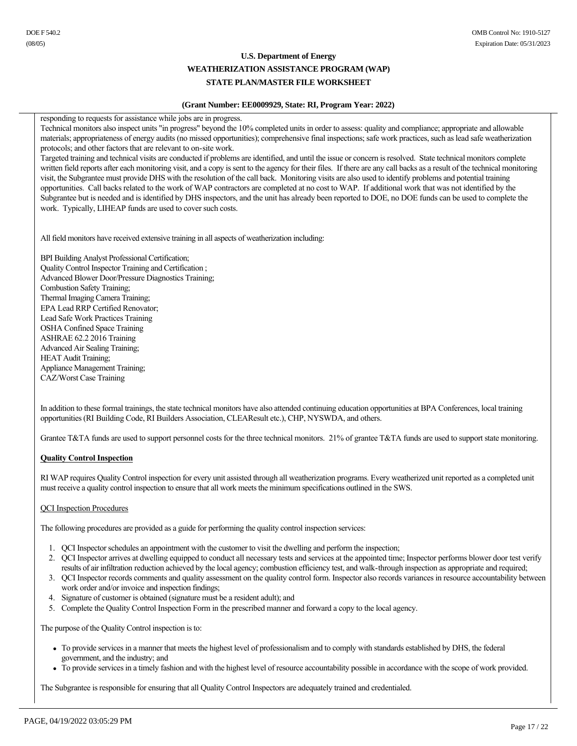responding to requests for assistance while jobs are in progress.

Technical monitors also inspect units "in progress" beyond the 10% completed units in order to assess: quality and compliance; appropriate and allowable materials; appropriateness of energy audits (no missed opportunities); comprehensive final inspections; safe work practices, such as lead safe weatherization protocols; and other factors that are relevant to on-site work.

Targeted training and technical visits are conducted if problems are identified, and until the issue or concern is resolved. State technical monitors complete written field reports after each monitoring visit, and a copy is sent to the agency for their files. If there are any call backs as a result of the technical monitoring visit, the Subgrantee must provide DHS with the resolution of the call back. Monitoring visits are also used to identify problems and potential training opportunities. Call backs related to the work of WAP contractors are completed at no cost to WAP. If additional work that was not identified by the Subgrantee but is needed and is identified by DHS inspectors, and the unit has already been reported to DOE, no DOE funds can be used to complete the work. Typically, LIHEAP funds are used to cover such costs.

All field monitors have received extensive training in all aspects of weatherization including:

BPI Building Analyst Professional Certification;
Quality Control Inspector Training and Certification ;
Advanced Blower Door/Pressure Diagnostics Training;
Combustion Safety Training;
Thermal Imaging Camera Training;
EPA Lead RRP Certified Renovator;
Lead Safe Work Practices Training
OSHA Confined Space Training
ASHRAE 62.2 2016 Training
Advanced Air Sealing Training;
HEAT Audit Training;
Appliance Management Training;
CAZ/Worst Case Training

In addition to these formal trainings, the state technical monitors have also attended continuing education opportunities at BPA Conferences, local training opportunities (RI Building Code, RI Builders Association, CLEAResult etc.), CHP, NYSWDA, and others.

Grantee T&TA funds are used to support personnel costs for the three technical monitors. 21% of grantee T&TA funds are used to support state monitoring.

**Quality Control Inspection**

RI WAP requires Quality Control inspection for every unit assisted through all weatherization programs. Every weatherized unit reported as a completed unit must receive a quality control inspection to ensure that all work meets the minimum specifications outlined in the SWS.

QCI Inspection Procedures

The following procedures are provided as a guide for performing the quality control inspection services:

1. QCI Inspector schedules an appointment with the customer to visit the dwelling and perform the inspection;
2. QCI Inspector arrives at dwelling equipped to conduct all necessary tests and services at the appointed time; Inspector performs blower door test verify results of air infiltration reduction achieved by the local agency; combustion efficiency test, and walk-through inspection as appropriate and required;
3. QCI Inspector records comments and quality assessment on the quality control form. Inspector also records variances in resource accountability between work order and/or invoice and inspection findings;
4. Signature of customer is obtained (signature must be a resident adult); and
5. Complete the Quality Control Inspection Form in the prescribed manner and forward a copy to the local agency.

The purpose of the Quality Control inspection is to:

- To provide services in a manner that meets the highest level of professionalism and to comply with standards established by DHS, the federal government, and the industry; and
- To provide services in a timely fashion and with the highest level of resource accountability possible in accordance with the scope of work provided.

The Subgrantee is responsible for ensuring that all Quality Control Inspectors are adequately trained and credentialed.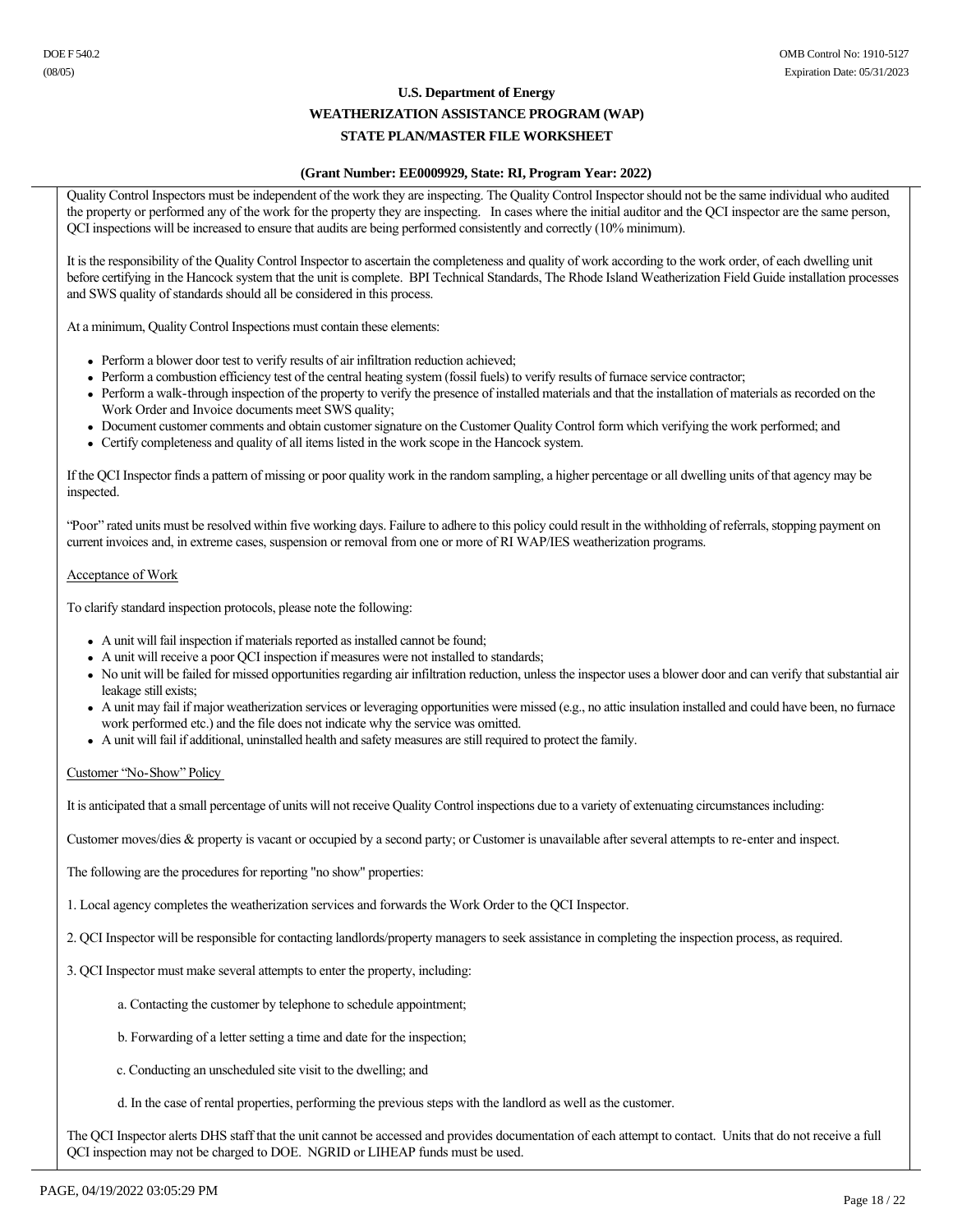Quality Control Inspectors must be independent of the work they are inspecting. The Quality Control Inspector should not be the same individual who audited the property or performed any of the work for the property they are inspecting.  In cases where the initial auditor and the QCI inspector are the same person, QCI inspections will be increased to ensure that audits are being performed consistently and correctly (10% minimum).

It is the responsibility of the Quality Control Inspector to ascertain the completeness and quality of work according to the work order, of each dwelling unit before certifying in the Hancock system that the unit is complete.  BPI Technical Standards, The Rhode Island Weatherization Field Guide installation processes and SWS quality of standards should all be considered in this process.

At a minimum, Quality Control Inspections must contain these elements:

- Perform a blower door test to verify results of air infiltration reduction achieved;
- Perform a combustion efficiency test of the central heating system (fossil fuels) to verify results of furnace service contractor;
- Perform a walk-through inspection of the property to verify the presence of installed materials and that the installation of materials as recorded on the Work Order and Invoice documents meet SWS quality;
- Document customer comments and obtain customer signature on the Customer Quality Control form which verifying the work performed; and
- Certify completeness and quality of all items listed in the work scope in the Hancock system.

If the QCI Inspector finds a pattern of missing or poor quality work in the random sampling, a higher percentage or all dwelling units of that agency may be inspected.

"Poor" rated units must be resolved within five working days. Failure to adhere to this policy could result in the withholding of referrals, stopping payment on current invoices and, in extreme cases, suspension or removal from one or more of RI WAP/IES weatherization programs.

Acceptance of Work

To clarify standard inspection protocols, please note the following:

- A unit will fail inspection if materials reported as installed cannot be found;
- A unit will receive a poor QCI inspection if measures were not installed to standards;
- No unit will be failed for missed opportunities regarding air infiltration reduction, unless the inspector uses a blower door and can verify that substantial air leakage still exists;
- A unit may fail if major weatherization services or leveraging opportunities were missed (e.g., no attic insulation installed and could have been, no furnace work performed etc.) and the file does not indicate why the service was omitted.
- A unit will fail if additional, uninstalled health and safety measures are still required to protect the family.

Customer "No-Show" Policy

It is anticipated that a small percentage of units will not receive Quality Control inspections due to a variety of extenuating circumstances including:

Customer moves/dies & property is vacant or occupied by a second party; or Customer is unavailable after several attempts to re-enter and inspect.

The following are the procedures for reporting "no show" properties:

1. Local agency completes the weatherization services and forwards the Work Order to the QCI Inspector.

2. QCI Inspector will be responsible for contacting landlords/property managers to seek assistance in completing the inspection process, as required.

3. QCI Inspector must make several attempts to enter the property, including:

   a. Contacting the customer by telephone to schedule appointment;

   b. Forwarding of a letter setting a time and date for the inspection;

   c. Conducting an unscheduled site visit to the dwelling; and

   d. In the case of rental properties, performing the previous steps with the landlord as well as the customer.

The QCI Inspector alerts DHS staff that the unit cannot be accessed and provides documentation of each attempt to contact.  Units that do not receive a full QCI inspection may not be charged to DOE.  NGRID or LIHEAP funds must be used.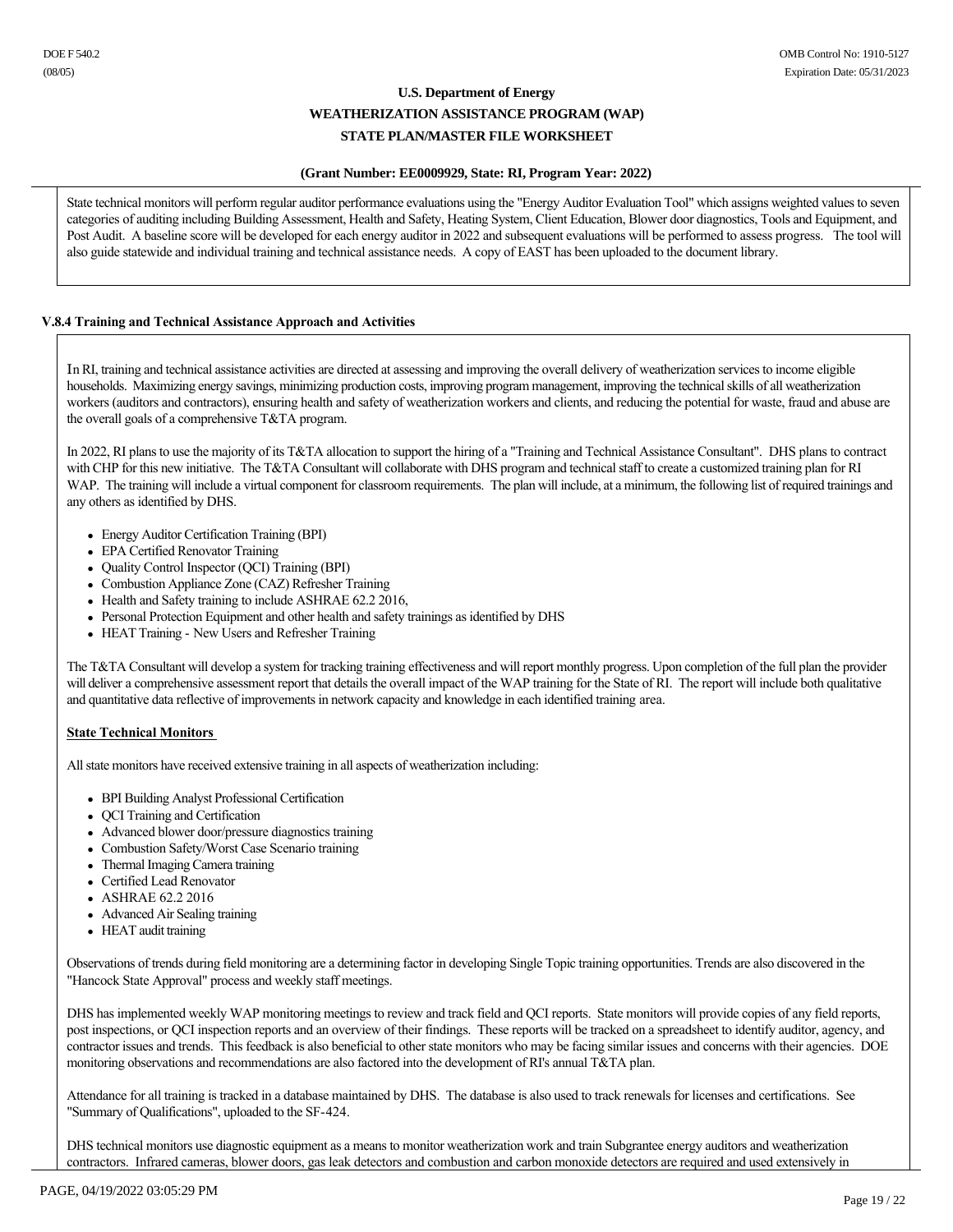State technical monitors will perform regular auditor performance evaluations using the "Energy Auditor Evaluation Tool" which assigns weighted values to seven categories of auditing including Building Assessment, Health and Safety, Heating System, Client Education, Blower door diagnostics, Tools and Equipment, and Post Audit. A baseline score will be developed for each energy auditor in 2022 and subsequent evaluations will be performed to assess progress. The tool will also guide statewide and individual training and technical assistance needs. A copy of EAST has been uploaded to the document library.

### V.8.4 Training and Technical Assistance Approach and Activities

In RI, training and technical assistance activities are directed at assessing and improving the overall delivery of weatherization services to income eligible households. Maximizing energy savings, minimizing production costs, improving program management, improving the technical skills of all weatherization workers (auditors and contractors), ensuring health and safety of weatherization workers and clients, and reducing the potential for waste, fraud and abuse are the overall goals of a comprehensive T&TA program.

In 2022, RI plans to use the majority of its T&TA allocation to support the hiring of a "Training and Technical Assistance Consultant". DHS plans to contract with CHP for this new initiative. The T&TA Consultant will collaborate with DHS program and technical staff to create a customized training plan for RI WAP. The training will include a virtual component for classroom requirements. The plan will include, at a minimum, the following list of required trainings and any others as identified by DHS.

- Energy Auditor Certification Training (BPI)
- EPA Certified Renovator Training
- Quality Control Inspector (QCI) Training (BPI)
- Combustion Appliance Zone (CAZ) Refresher Training
- Health and Safety training to include ASHRAE 62.2 2016,
- Personal Protection Equipment and other health and safety trainings as identified by DHS
- HEAT Training - New Users and Refresher Training

The T&TA Consultant will develop a system for tracking training effectiveness and will report monthly progress. Upon completion of the full plan the provider will deliver a comprehensive assessment report that details the overall impact of the WAP training for the State of RI. The report will include both qualitative and quantitative data reflective of improvements in network capacity and knowledge in each identified training area.

**State Technical Monitors**

All state monitors have received extensive training in all aspects of weatherization including:

- BPI Building Analyst Professional Certification
- QCI Training and Certification
- Advanced blower door/pressure diagnostics training
- Combustion Safety/Worst Case Scenario training
- Thermal Imaging Camera training
- Certified Lead Renovator
- ASHRAE 62.2 2016
- Advanced Air Sealing training
- HEAT audit training

Observations of trends during field monitoring are a determining factor in developing Single Topic training opportunities. Trends are also discovered in the "Hancock State Approval" process and weekly staff meetings.

DHS has implemented weekly WAP monitoring meetings to review and track field and QCI reports. State monitors will provide copies of any field reports, post inspections, or QCI inspection reports and an overview of their findings. These reports will be tracked on a spreadsheet to identify auditor, agency, and contractor issues and trends. This feedback is also beneficial to other state monitors who may be facing similar issues and concerns with their agencies. DOE monitoring observations and recommendations are also factored into the development of RI's annual T&TA plan.

Attendance for all training is tracked in a database maintained by DHS. The database is also used to track renewals for licenses and certifications. See "Summary of Qualifications", uploaded to the SF-424.

DHS technical monitors use diagnostic equipment as a means to monitor weatherization work and train Subgrantee energy auditors and weatherization contractors. Infrared cameras, blower doors, gas leak detectors and combustion and carbon monoxide detectors are required and used extensively in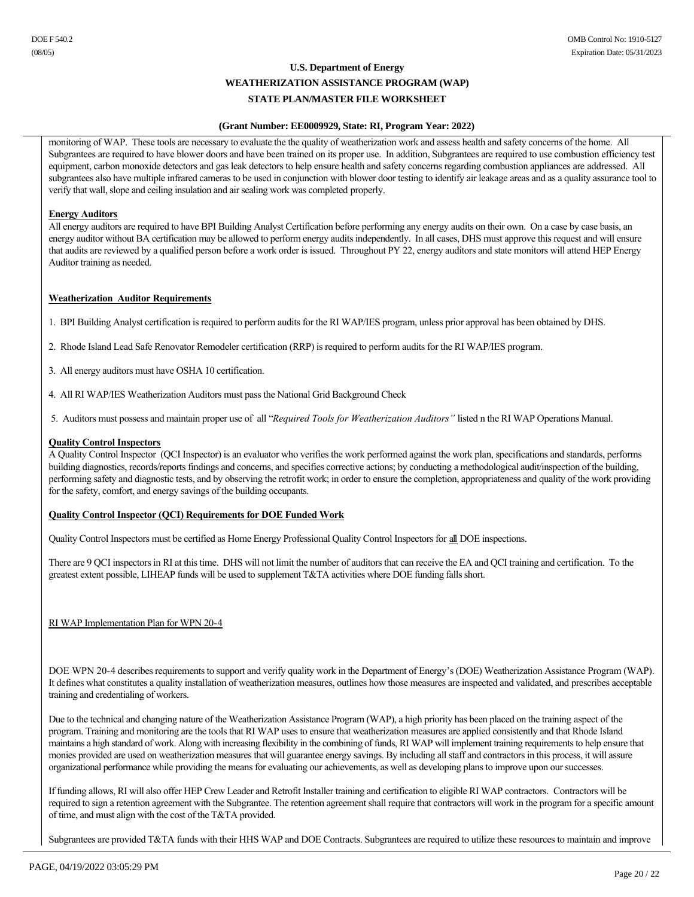monitoring of WAP. These tools are necessary to evaluate the the quality of weatherization work and assess health and safety concerns of the home. All Subgrantees are required to have blower doors and have been trained on its proper use. In addition, Subgrantees are required to use combustion efficiency test equipment, carbon monoxide detectors and gas leak detectors to help ensure health and safety concerns regarding combustion appliances are addressed. All subgrantees also have multiple infrared cameras to be used in conjunction with blower door testing to identify air leakage areas and as a quality assurance tool to verify that wall, slope and ceiling insulation and air sealing work was completed properly.

**Energy Auditors**

All energy auditors are required to have BPI Building Analyst Certification before performing any energy audits on their own. On a case by case basis, an energy auditor without BA certification may be allowed to perform energy audits independently. In all cases, DHS must approve this request and will ensure that audits are reviewed by a qualified person before a work order is issued. Throughout PY 22, energy auditors and state monitors will attend HEP Energy Auditor training as needed.

**Weatherization Auditor Requirements**

1. BPI Building Analyst certification is required to perform audits for the RI WAP/IES program, unless prior approval has been obtained by DHS.

2. Rhode Island Lead Safe Renovator Remodeler certification (RRP) is required to perform audits for the RI WAP/IES program.

3. All energy auditors must have OSHA 10 certification.

4. All RI WAP/IES Weatherization Auditors must pass the National Grid Background Check

5. Auditors must possess and maintain proper use of all "*Required Tools for Weatherization Auditors"* listed n the RI WAP Operations Manual.

**Quality Control Inspectors**

A Quality Control Inspector (QCI Inspector) is an evaluator who verifies the work performed against the work plan, specifications and standards, performs building diagnostics, records/reports findings and concerns, and specifies corrective actions; by conducting a methodological audit/inspection of the building, performing safety and diagnostic tests, and by observing the retrofit work; in order to ensure the completion, appropriateness and quality of the work providing for the safety, comfort, and energy savings of the building occupants.

**Quality Control Inspector (QCI) Requirements for DOE Funded Work**

Quality Control Inspectors must be certified as Home Energy Professional Quality Control Inspectors for all DOE inspections.

There are 9 QCI inspectors in RI at this time. DHS will not limit the number of auditors that can receive the EA and QCI training and certification. To the greatest extent possible, LIHEAP funds will be used to supplement T&TA activities where DOE funding falls short.

RI WAP Implementation Plan for WPN 20-4

DOE WPN 20-4 describes requirements to support and verify quality work in the Department of Energy's (DOE) Weatherization Assistance Program (WAP). It defines what constitutes a quality installation of weatherization measures, outlines how those measures are inspected and validated, and prescribes acceptable training and credentialing of workers.

Due to the technical and changing nature of the Weatherization Assistance Program (WAP), a high priority has been placed on the training aspect of the program. Training and monitoring are the tools that RI WAP uses to ensure that weatherization measures are applied consistently and that Rhode Island maintains a high standard of work. Along with increasing flexibility in the combining of funds, RI WAP will implement training requirements to help ensure that monies provided are used on weatherization measures that will guarantee energy savings. By including all staff and contractors in this process, it will assure organizational performance while providing the means for evaluating our achievements, as well as developing plans to improve upon our successes.

If funding allows, RI will also offer HEP Crew Leader and Retrofit Installer training and certification to eligible RI WAP contractors. Contractors will be required to sign a retention agreement with the Subgrantee. The retention agreement shall require that contractors will work in the program for a specific amount of time, and must align with the cost of the T&TA provided.

Subgrantees are provided T&TA funds with their HHS WAP and DOE Contracts. Subgrantees are required to utilize these resources to maintain and improve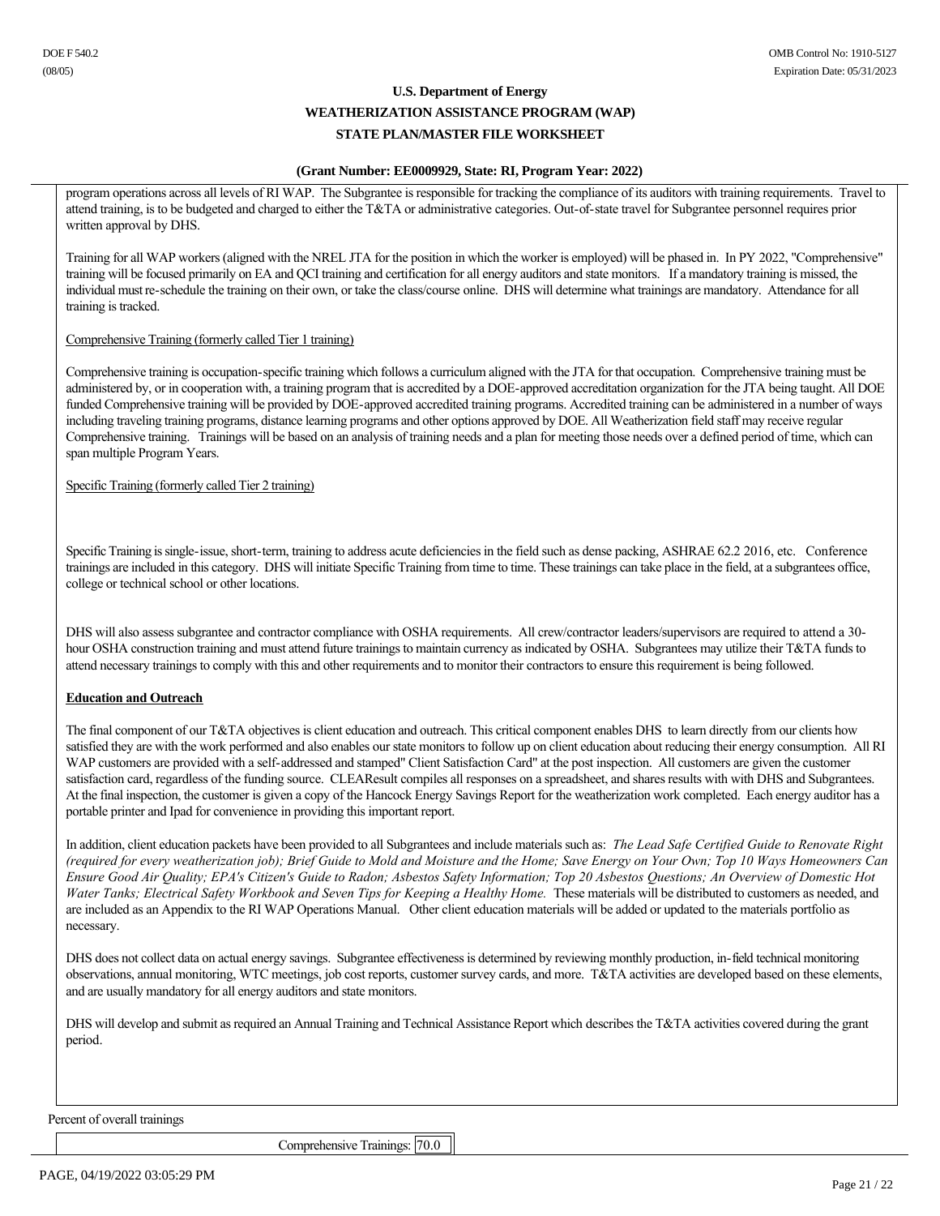program operations across all levels of RI WAP. The Subgrantee is responsible for tracking the compliance of its auditors with training requirements. Travel to attend training, is to be budgeted and charged to either the T&TA or administrative categories. Out-of-state travel for Subgrantee personnel requires prior written approval by DHS.

Training for all WAP workers (aligned with the NREL JTA for the position in which the worker is employed) will be phased in. In PY 2022, "Comprehensive" training will be focused primarily on EA and QCI training and certification for all energy auditors and state monitors. If a mandatory training is missed, the individual must re-schedule the training on their own, or take the class/course online. DHS will determine what trainings are mandatory. Attendance for all training is tracked.

Comprehensive Training (formerly called Tier 1 training)

Comprehensive training is occupation-specific training which follows a curriculum aligned with the JTA for that occupation. Comprehensive training must be administered by, or in cooperation with, a training program that is accredited by a DOE-approved accreditation organization for the JTA being taught. All DOE funded Comprehensive training will be provided by DOE-approved accredited training programs. Accredited training can be administered in a number of ways including traveling training programs, distance learning programs and other options approved by DOE. All Weatherization field staff may receive regular Comprehensive training. Trainings will be based on an analysis of training needs and a plan for meeting those needs over a defined period of time, which can span multiple Program Years.

Specific Training (formerly called Tier 2 training)

Specific Training is single-issue, short-term, training to address acute deficiencies in the field such as dense packing, ASHRAE 62.2 2016, etc. Conference trainings are included in this category. DHS will initiate Specific Training from time to time. These trainings can take place in the field, at a subgrantees office, college or technical school or other locations.

DHS will also assess subgrantee and contractor compliance with OSHA requirements. All crew/contractor leaders/supervisors are required to attend a 30-hour OSHA construction training and must attend future trainings to maintain currency as indicated by OSHA. Subgrantees may utilize their T&TA funds to attend necessary trainings to comply with this and other requirements and to monitor their contractors to ensure this requirement is being followed.

**Education and Outreach**

The final component of our T&TA objectives is client education and outreach. This critical component enables DHS to learn directly from our clients how satisfied they are with the work performed and also enables our state monitors to follow up on client education about reducing their energy consumption. All RI WAP customers are provided with a self-addressed and stamped" Client Satisfaction Card" at the post inspection. All customers are given the customer satisfaction card, regardless of the funding source. CLEAResult compiles all responses on a spreadsheet, and shares results with with DHS and Subgrantees. At the final inspection, the customer is given a copy of the Hancock Energy Savings Report for the weatherization work completed. Each energy auditor has a portable printer and Ipad for convenience in providing this important report.

In addition, client education packets have been provided to all Subgrantees and include materials such as: *The Lead Safe Certified Guide to Renovate Right (required for every weatherization job); Brief Guide to Mold and Moisture and the Home; Save Energy on Your Own; Top 10 Ways Homeowners Can Ensure Good Air Quality; EPA's Citizen's Guide to Radon; Asbestos Safety Information; Top 20 Asbestos Questions; An Overview of Domestic Hot Water Tanks; Electrical Safety Workbook and Seven Tips for Keeping a Healthy Home.* These materials will be distributed to customers as needed, and are included as an Appendix to the RI WAP Operations Manual. Other client education materials will be added or updated to the materials portfolio as necessary.

DHS does not collect data on actual energy savings. Subgrantee effectiveness is determined by reviewing monthly production, in-field technical monitoring observations, annual monitoring, WTC meetings, job cost reports, customer survey cards, and more. T&TA activities are developed based on these elements, and are usually mandatory for all energy auditors and state monitors.

DHS will develop and submit as required an Annual Training and Technical Assistance Report which describes the T&TA activities covered during the grant period.

Percent of overall trainings

Comprehensive Trainings: 70.0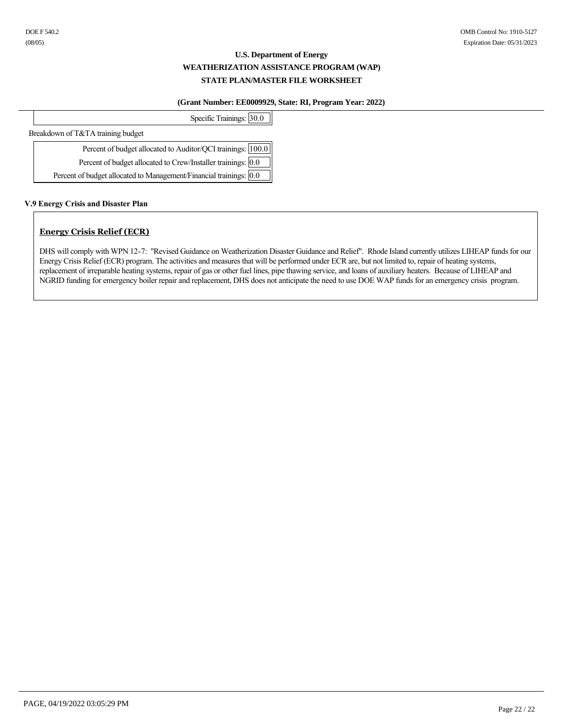Specific Trainings: 30.0

Breakdown of T&TA training budget

| | |
|---|---|
| Percent of budget allocated to Auditor/QCI trainings: | 100.0 |
| Percent of budget allocated to Crew/Installer trainings: | 0.0 |
| Percent of budget allocated to Management/Financial trainings: | 0.0 |

**V.9 Energy Crisis and Disaster Plan**

**Energy Crisis Relief (ECR)**

DHS will comply with WPN 12-7: "Revised Guidance on Weatherization Disaster Guidance and Relief". Rhode Island currently utilizes LIHEAP funds for our Energy Crisis Relief (ECR) program. The activities and measures that will be performed under ECR are, but not limited to, repair of heating systems, replacement of irreparable heating systems, repair of gas or other fuel lines, pipe thawing service, and loans of auxiliary heaters. Because of LIHEAP and NGRID funding for emergency boiler repair and replacement, DHS does not anticipate the need to use DOE WAP funds for an emergency crisis program.